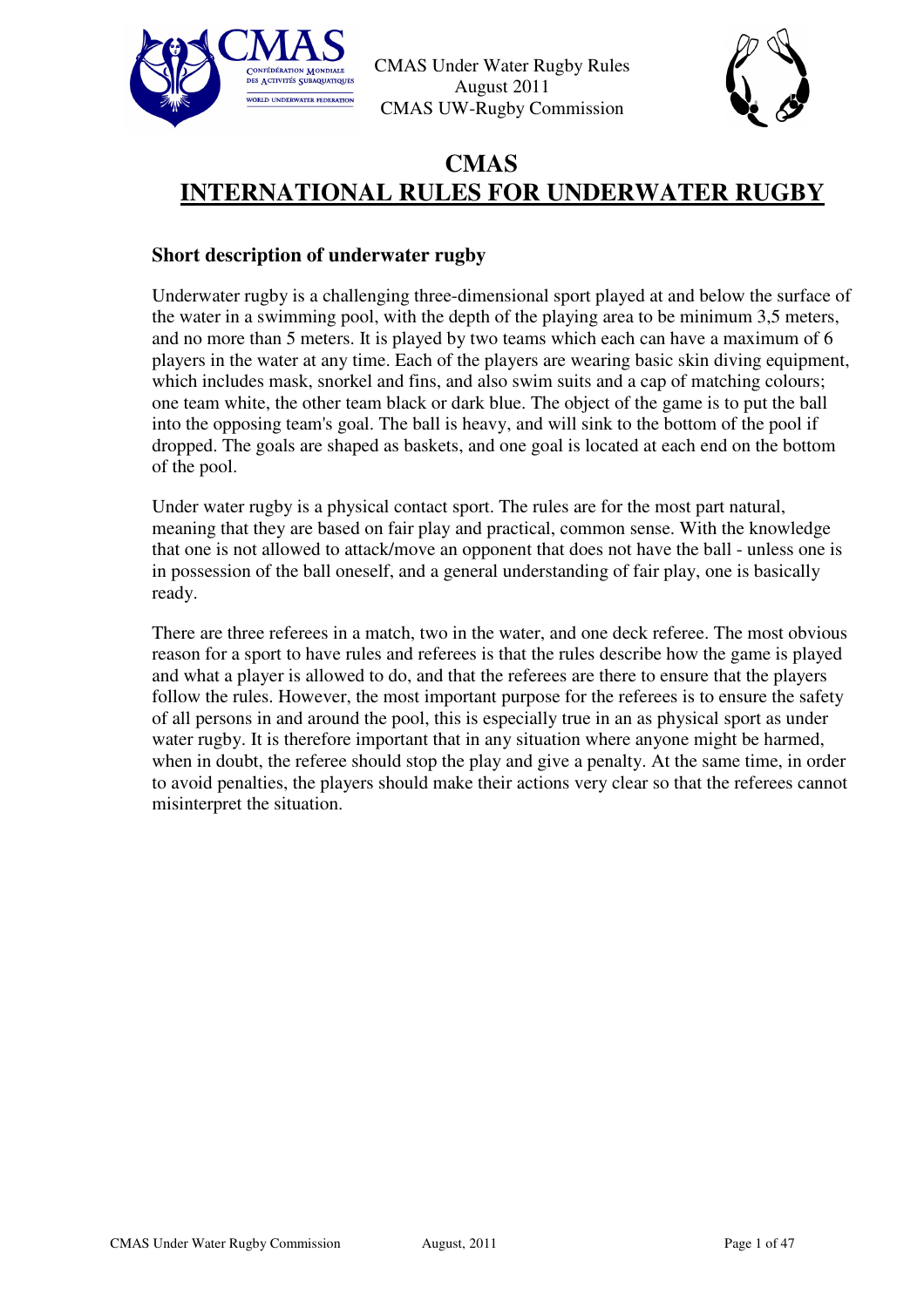# CMAS
# INTERNATIONAL RULES FOR UNDERWATER RUGBY

## Short description of underwater rugby

Underwater rugby is a challenging three-dimensional sport played at and below the surface of the water in a swimming pool, with the depth of the playing area to be minimum 3,5 meters, and no more than 5 meters. It is played by two teams which each can have a maximum of 6 players in the water at any time. Each of the players are wearing basic skin diving equipment, which includes mask, snorkel and fins, and also swim suits and a cap of matching colours; one team white, the other team black or dark blue. The object of the game is to put the ball into the opposing team's goal. The ball is heavy, and will sink to the bottom of the pool if dropped. The goals are shaped as baskets, and one goal is located at each end on the bottom of the pool.

Under water rugby is a physical contact sport. The rules are for the most part natural, meaning that they are based on fair play and practical, common sense. With the knowledge that one is not allowed to attack/move an opponent that does not have the ball - unless one is in possession of the ball oneself, and a general understanding of fair play, one is basically ready.

There are three referees in a match, two in the water, and one deck referee. The most obvious reason for a sport to have rules and referees is that the rules describe how the game is played and what a player is allowed to do, and that the referees are there to ensure that the players follow the rules. However, the most important purpose for the referees is to ensure the safety of all persons in and around the pool, this is especially true in an as physical sport as under water rugby. It is therefore important that in any situation where anyone might be harmed, when in doubt, the referee should stop the play and give a penalty. At the same time, in order to avoid penalties, the players should make their actions very clear so that the referees cannot misinterpret the situation.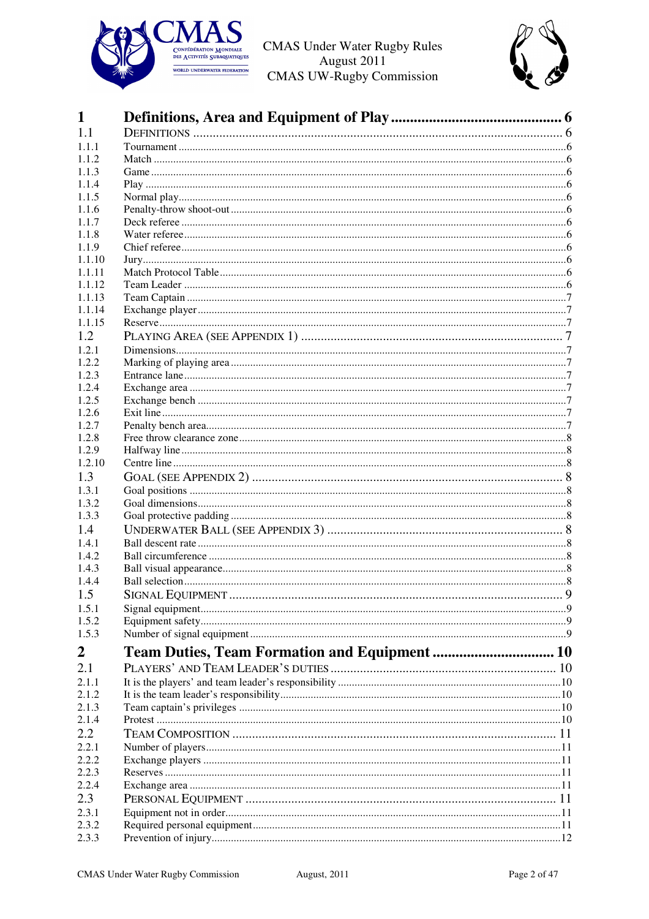| | | |
|---|---|---|
| **1** | **Definitions, Area and Equipment of Play** | **6** |
| 1.1 | DEFINITIONS | 6 |
| 1.1.1 | Tournament | 6 |
| 1.1.2 | Match | 6 |
| 1.1.3 | Game | 6 |
| 1.1.4 | Play | 6 |
| 1.1.5 | Normal play | 6 |
| 1.1.6 | Penalty-throw shoot-out | 6 |
| 1.1.7 | Deck referee | 6 |
| 1.1.8 | Water referee | 6 |
| 1.1.9 | Chief referee | 6 |
| 1.1.10 | Jury | 6 |
| 1.1.11 | Match Protocol Table | 6 |
| 1.1.12 | Team Leader | 6 |
| 1.1.13 | Team Captain | 7 |
| 1.1.14 | Exchange player | 7 |
| 1.1.15 | Reserve | 7 |
| 1.2 | PLAYING AREA (SEE APPENDIX 1) | 7 |
| 1.2.1 | Dimensions | 7 |
| 1.2.2 | Marking of playing area | 7 |
| 1.2.3 | Entrance lane | 7 |
| 1.2.4 | Exchange area | 7 |
| 1.2.5 | Exchange bench | 7 |
| 1.2.6 | Exit line | 7 |
| 1.2.7 | Penalty bench area | 7 |
| 1.2.8 | Free throw clearance zone | 8 |
| 1.2.9 | Halfway line | 8 |
| 1.2.10 | Centre line | 8 |
| 1.3 | GOAL (SEE APPENDIX 2) | 8 |
| 1.3.1 | Goal positions | 8 |
| 1.3.2 | Goal dimensions | 8 |
| 1.3.3 | Goal protective padding | 8 |
| 1.4 | UNDERWATER BALL (SEE APPENDIX 3) | 8 |
| 1.4.1 | Ball descent rate | 8 |
| 1.4.2 | Ball circumference | 8 |
| 1.4.3 | Ball visual appearance | 8 |
| 1.4.4 | Ball selection | 8 |
| 1.5 | SIGNAL EQUIPMENT | 9 |
| 1.5.1 | Signal equipment | 9 |
| 1.5.2 | Equipment safety | 9 |
| 1.5.3 | Number of signal equipment | 9 |
| **2** | **Team Duties, Team Formation and Equipment** | **10** |
| 2.1 | PLAYERS' AND TEAM LEADER'S DUTIES | 10 |
| 2.1.1 | It is the players' and team leader's responsibility | 10 |
| 2.1.2 | It is the team leader's responsibility | 10 |
| 2.1.3 | Team captain's privileges | 10 |
| 2.1.4 | Protest | 10 |
| 2.2 | TEAM COMPOSITION | 11 |
| 2.2.1 | Number of players | 11 |
| 2.2.2 | Exchange players | 11 |
| 2.2.3 | Reserves | 11 |
| 2.2.4 | Exchange area | 11 |
| 2.3 | PERSONAL EQUIPMENT | 11 |
| 2.3.1 | Equipment not in order | 11 |
| 2.3.2 | Required personal equipment | 11 |
| 2.3.3 | Prevention of injury | 12 |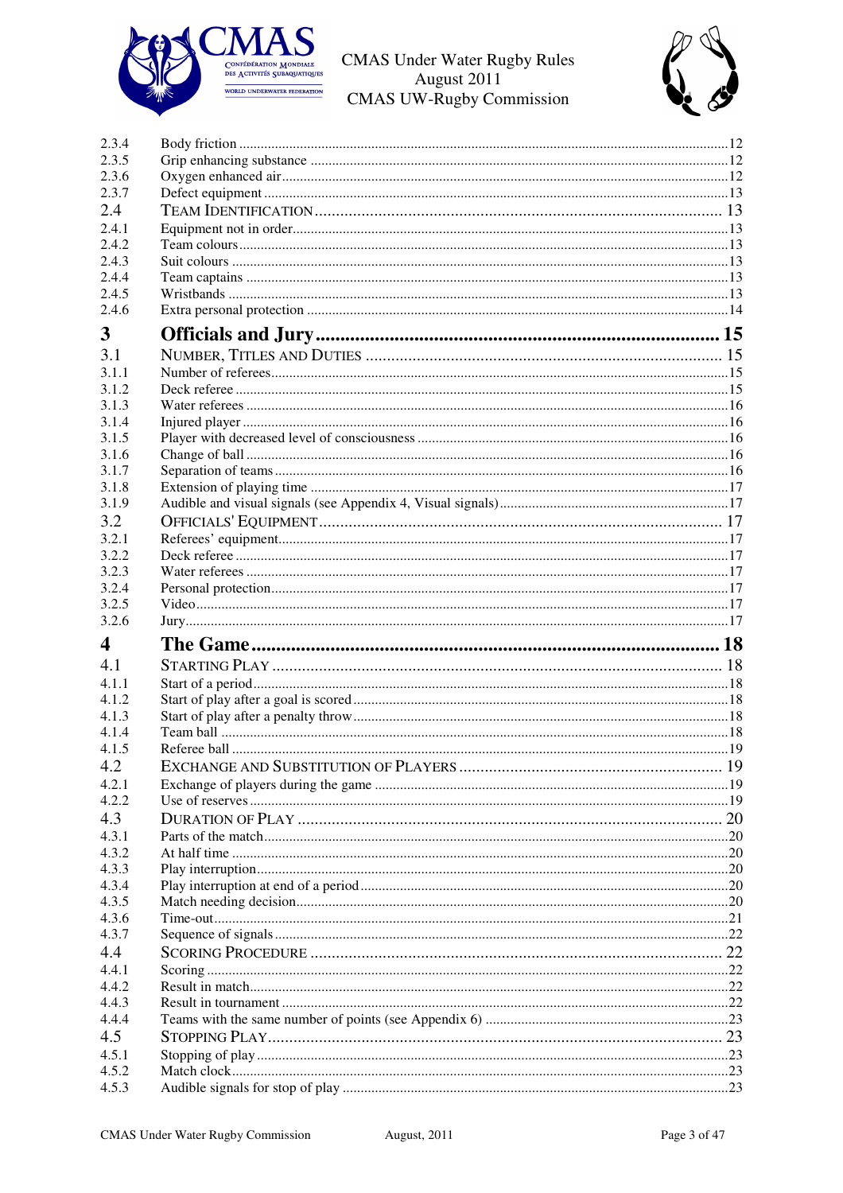| | | |
|---|---|---|
| 2.3.4 | Body friction | 12 |
| 2.3.5 | Grip enhancing substance | 12 |
| 2.3.6 | Oxygen enhanced air | 12 |
| 2.3.7 | Defect equipment | 13 |
| 2.4 | TEAM IDENTIFICATION | 13 |
| 2.4.1 | Equipment not in order | 13 |
| 2.4.2 | Team colours | 13 |
| 2.4.3 | Suit colours | 13 |
| 2.4.4 | Team captains | 13 |
| 2.4.5 | Wristbands | 13 |
| 2.4.6 | Extra personal protection | 14 |
| **3** | **Officials and Jury** | **15** |
| 3.1 | NUMBER, TITLES AND DUTIES | 15 |
| 3.1.1 | Number of referees | 15 |
| 3.1.2 | Deck referee | 15 |
| 3.1.3 | Water referees | 16 |
| 3.1.4 | Injured player | 16 |
| 3.1.5 | Player with decreased level of consciousness | 16 |
| 3.1.6 | Change of ball | 16 |
| 3.1.7 | Separation of teams | 16 |
| 3.1.8 | Extension of playing time | 17 |
| 3.1.9 | Audible and visual signals (see Appendix 4, Visual signals) | 17 |
| 3.2 | OFFICIALS' EQUIPMENT | 17 |
| 3.2.1 | Referees' equipment | 17 |
| 3.2.2 | Deck referee | 17 |
| 3.2.3 | Water referees | 17 |
| 3.2.4 | Personal protection | 17 |
| 3.2.5 | Video | 17 |
| 3.2.6 | Jury | 17 |
| **4** | **The Game** | **18** |
| 4.1 | STARTING PLAY | 18 |
| 4.1.1 | Start of a period | 18 |
| 4.1.2 | Start of play after a goal is scored | 18 |
| 4.1.3 | Start of play after a penalty throw | 18 |
| 4.1.4 | Team ball | 18 |
| 4.1.5 | Referee ball | 19 |
| 4.2 | EXCHANGE AND SUBSTITUTION OF PLAYERS | 19 |
| 4.2.1 | Exchange of players during the game | 19 |
| 4.2.2 | Use of reserves | 19 |
| 4.3 | DURATION OF PLAY | 20 |
| 4.3.1 | Parts of the match | 20 |
| 4.3.2 | At half time | 20 |
| 4.3.3 | Play interruption | 20 |
| 4.3.4 | Play interruption at end of a period | 20 |
| 4.3.5 | Match needing decision | 20 |
| 4.3.6 | Time-out | 21 |
| 4.3.7 | Sequence of signals | 22 |
| 4.4 | SCORING PROCEDURE | 22 |
| 4.4.1 | Scoring | 22 |
| 4.4.2 | Result in match | 22 |
| 4.4.3 | Result in tournament | 22 |
| 4.4.4 | Teams with the same number of points (see Appendix 6) | 23 |
| 4.5 | STOPPING PLAY | 23 |
| 4.5.1 | Stopping of play | 23 |
| 4.5.2 | Match clock | 23 |
| 4.5.3 | Audible signals for stop of play | 23 |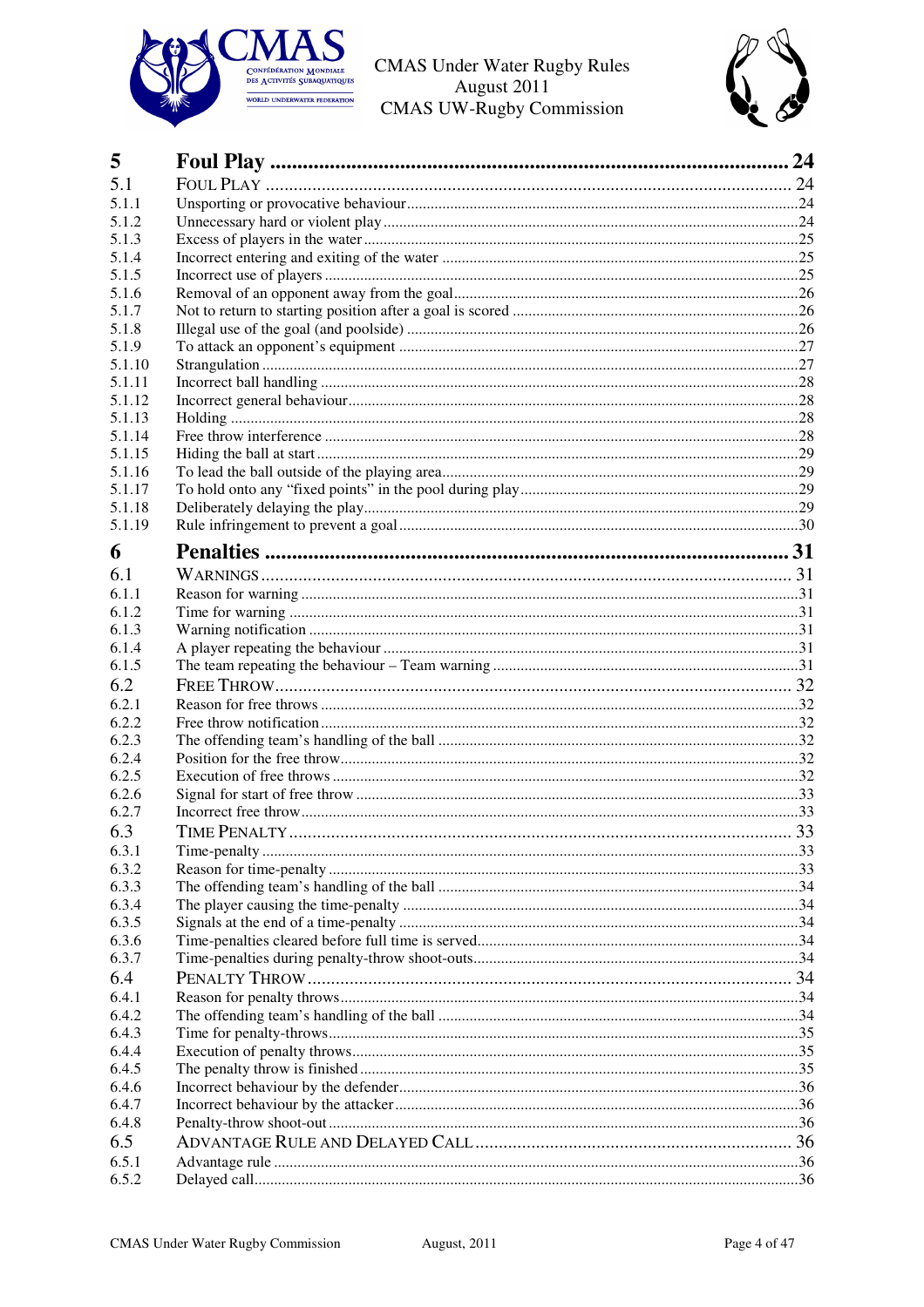| | | |
|---|---|---|
| **5** | **Foul Play** | **24** |
| 5.1 | FOUL PLAY | 24 |
| 5.1.1 | Unsporting or provocative behaviour | 24 |
| 5.1.2 | Unnecessary hard or violent play | 24 |
| 5.1.3 | Excess of players in the water | 25 |
| 5.1.4 | Incorrect entering and exiting of the water | 25 |
| 5.1.5 | Incorrect use of players | 25 |
| 5.1.6 | Removal of an opponent away from the goal | 26 |
| 5.1.7 | Not to return to starting position after a goal is scored | 26 |
| 5.1.8 | Illegal use of the goal (and poolside) | 26 |
| 5.1.9 | To attack an opponent's equipment | 27 |
| 5.1.10 | Strangulation | 27 |
| 5.1.11 | Incorrect ball handling | 28 |
| 5.1.12 | Incorrect general behaviour | 28 |
| 5.1.13 | Holding | 28 |
| 5.1.14 | Free throw interference | 28 |
| 5.1.15 | Hiding the ball at start | 29 |
| 5.1.16 | To lead the ball outside of the playing area | 29 |
| 5.1.17 | To hold onto any "fixed points" in the pool during play | 29 |
| 5.1.18 | Deliberately delaying the play | 29 |
| 5.1.19 | Rule infringement to prevent a goal | 30 |
| **6** | **Penalties** | **31** |
| 6.1 | WARNINGS | 31 |
| 6.1.1 | Reason for warning | 31 |
| 6.1.2 | Time for warning | 31 |
| 6.1.3 | Warning notification | 31 |
| 6.1.4 | A player repeating the behaviour | 31 |
| 6.1.5 | The team repeating the behaviour – Team warning | 31 |
| 6.2 | FREE THROW | 32 |
| 6.2.1 | Reason for free throws | 32 |
| 6.2.2 | Free throw notification | 32 |
| 6.2.3 | The offending team's handling of the ball | 32 |
| 6.2.4 | Position for the free throw | 32 |
| 6.2.5 | Execution of free throws | 32 |
| 6.2.6 | Signal for start of free throw | 33 |
| 6.2.7 | Incorrect free throw | 33 |
| 6.3 | TIME PENALTY | 33 |
| 6.3.1 | Time-penalty | 33 |
| 6.3.2 | Reason for time-penalty | 33 |
| 6.3.3 | The offending team's handling of the ball | 34 |
| 6.3.4 | The player causing the time-penalty | 34 |
| 6.3.5 | Signals at the end of a time-penalty | 34 |
| 6.3.6 | Time-penalties cleared before full time is served | 34 |
| 6.3.7 | Time-penalties during penalty-throw shoot-outs | 34 |
| 6.4 | PENALTY THROW | 34 |
| 6.4.1 | Reason for penalty throws | 34 |
| 6.4.2 | The offending team's handling of the ball | 34 |
| 6.4.3 | Time for penalty-throws | 35 |
| 6.4.4 | Execution of penalty throws | 35 |
| 6.4.5 | The penalty throw is finished | 35 |
| 6.4.6 | Incorrect behaviour by the defender | 36 |
| 6.4.7 | Incorrect behaviour by the attacker | 36 |
| 6.4.8 | Penalty-throw shoot-out | 36 |
| 6.5 | ADVANTAGE RULE AND DELAYED CALL | 36 |
| 6.5.1 | Advantage rule | 36 |
| 6.5.2 | Delayed call | 36 |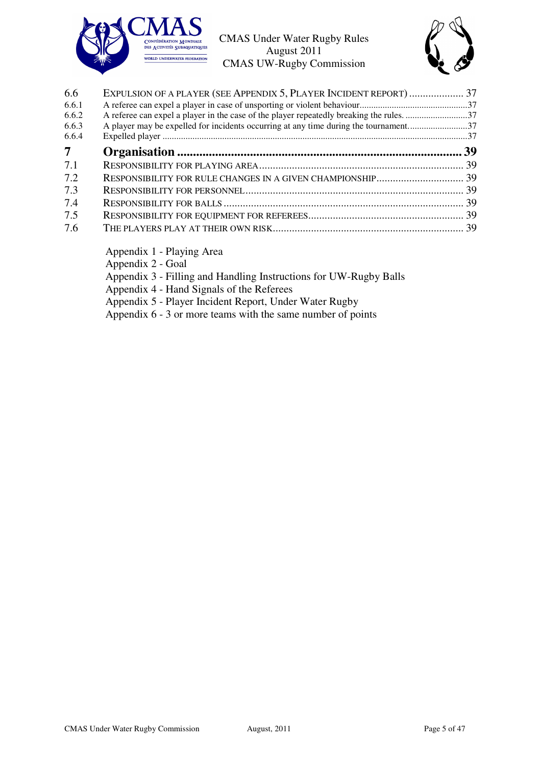| | | |
|---|---|---|
| 6.6 | EXPULSION OF A PLAYER (SEE APPENDIX 5, PLAYER INCIDENT REPORT) | 37 |
| 6.6.1 | A referee can expel a player in case of unsporting or violent behaviour | 37 |
| 6.6.2 | A referee can expel a player in the case of the player repeatedly breaking the rules. | 37 |
| 6.6.3 | A player may be expelled for incidents occurring at any time during the tournament. | 37 |
| 6.6.4 | Expelled player | 37 |
| **7** | **Organisation** | **39** |
| 7.1 | RESPONSIBILITY FOR PLAYING AREA | 39 |
| 7.2 | RESPONSIBILITY FOR RULE CHANGES IN A GIVEN CHAMPIONSHIP | 39 |
| 7.3 | RESPONSIBILITY FOR PERSONNEL | 39 |
| 7.4 | RESPONSIBILITY FOR BALLS | 39 |
| 7.5 | RESPONSIBILITY FOR EQUIPMENT FOR REFEREES | 39 |
| 7.6 | THE PLAYERS PLAY AT THEIR OWN RISK | 39 |

Appendix 1 - Playing Area
Appendix 2 - Goal
Appendix 3 - Filling and Handling Instructions for UW-Rugby Balls
Appendix 4 - Hand Signals of the Referees
Appendix 5 - Player Incident Report, Under Water Rugby
Appendix 6 - 3 or more teams with the same number of points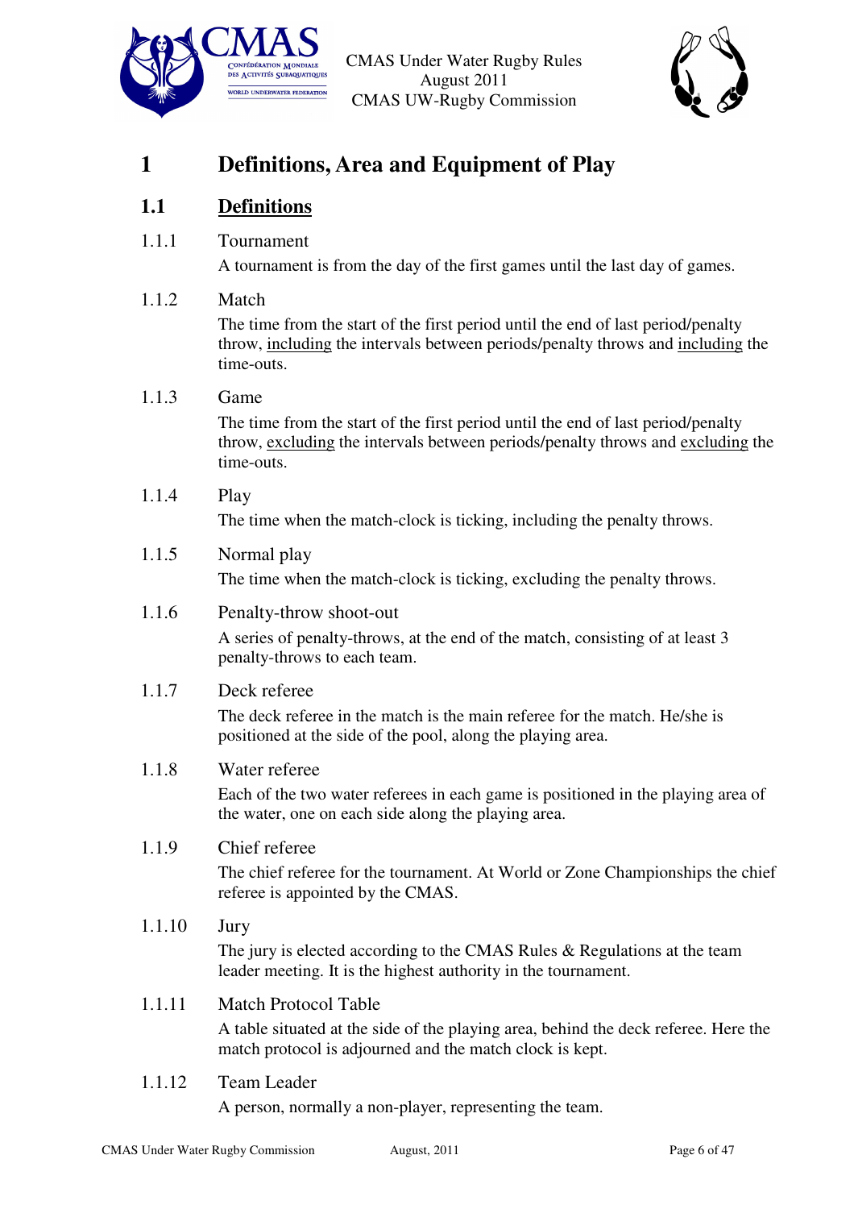# 1 Definitions, Area and Equipment of Play

## 1.1 Definitions

### 1.1.1 Tournament

A tournament is from the day of the first games until the last day of games.

### 1.1.2 Match

The time from the start of the first period until the end of last period/penalty throw, <u>including</u> the intervals between periods/penalty throws and <u>including</u> the time-outs.

### 1.1.3 Game

The time from the start of the first period until the end of last period/penalty throw, <u>excluding</u> the intervals between periods/penalty throws and <u>excluding</u> the time-outs.

### 1.1.4 Play

The time when the match-clock is ticking, including the penalty throws.

### 1.1.5 Normal play

The time when the match-clock is ticking, excluding the penalty throws.

### 1.1.6 Penalty-throw shoot-out

A series of penalty-throws, at the end of the match, consisting of at least 3 penalty-throws to each team.

### 1.1.7 Deck referee

The deck referee in the match is the main referee for the match. He/she is positioned at the side of the pool, along the playing area.

### 1.1.8 Water referee

Each of the two water referees in each game is positioned in the playing area of the water, one on each side along the playing area.

### 1.1.9 Chief referee

The chief referee for the tournament. At World or Zone Championships the chief referee is appointed by the CMAS.

### 1.1.10 Jury

The jury is elected according to the CMAS Rules & Regulations at the team leader meeting. It is the highest authority in the tournament.

### 1.1.11 Match Protocol Table

A table situated at the side of the playing area, behind the deck referee. Here the match protocol is adjourned and the match clock is kept.

### 1.1.12 Team Leader

A person, normally a non-player, representing the team.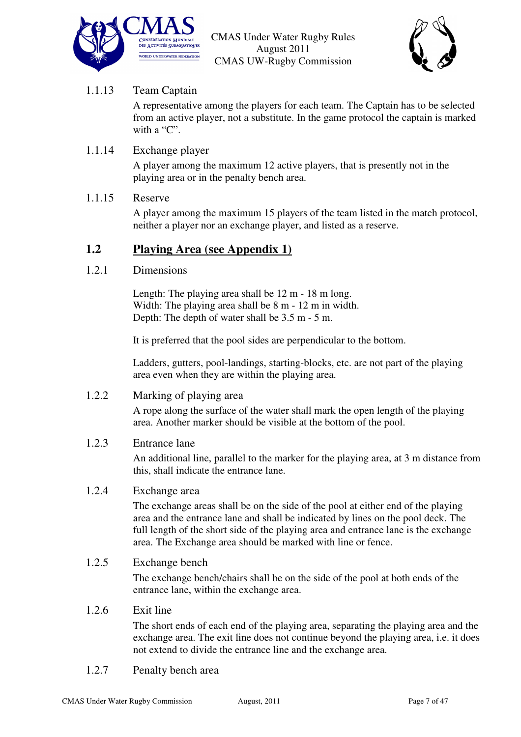1.1.13 Team Captain

A representative among the players for each team. The Captain has to be selected from an active player, not a substitute. In the game protocol the captain is marked with a “C”.

1.1.14 Exchange player

A player among the maximum 12 active players, that is presently not in the playing area or in the penalty bench area.

1.1.15 Reserve

A player among the maximum 15 players of the team listed in the match protocol, neither a player nor an exchange player, and listed as a reserve.

## 1.2 Playing Area (see Appendix 1)

1.2.1 Dimensions

Length: The playing area shall be 12 m - 18 m long.
Width: The playing area shall be 8 m - 12 m in width.
Depth: The depth of water shall be 3.5 m - 5 m.

It is preferred that the pool sides are perpendicular to the bottom.

Ladders, gutters, pool-landings, starting-blocks, etc. are not part of the playing area even when they are within the playing area.

1.2.2 Marking of playing area

A rope along the surface of the water shall mark the open length of the playing area. Another marker should be visible at the bottom of the pool.

1.2.3 Entrance lane

An additional line, parallel to the marker for the playing area, at 3 m distance from this, shall indicate the entrance lane.

1.2.4 Exchange area

The exchange areas shall be on the side of the pool at either end of the playing area and the entrance lane and shall be indicated by lines on the pool deck. The full length of the short side of the playing area and entrance lane is the exchange area. The Exchange area should be marked with line or fence.

1.2.5 Exchange bench

The exchange bench/chairs shall be on the side of the pool at both ends of the entrance lane, within the exchange area.

1.2.6 Exit line

The short ends of each end of the playing area, separating the playing area and the exchange area. The exit line does not continue beyond the playing area, i.e. it does not extend to divide the entrance line and the exchange area.

1.2.7 Penalty bench area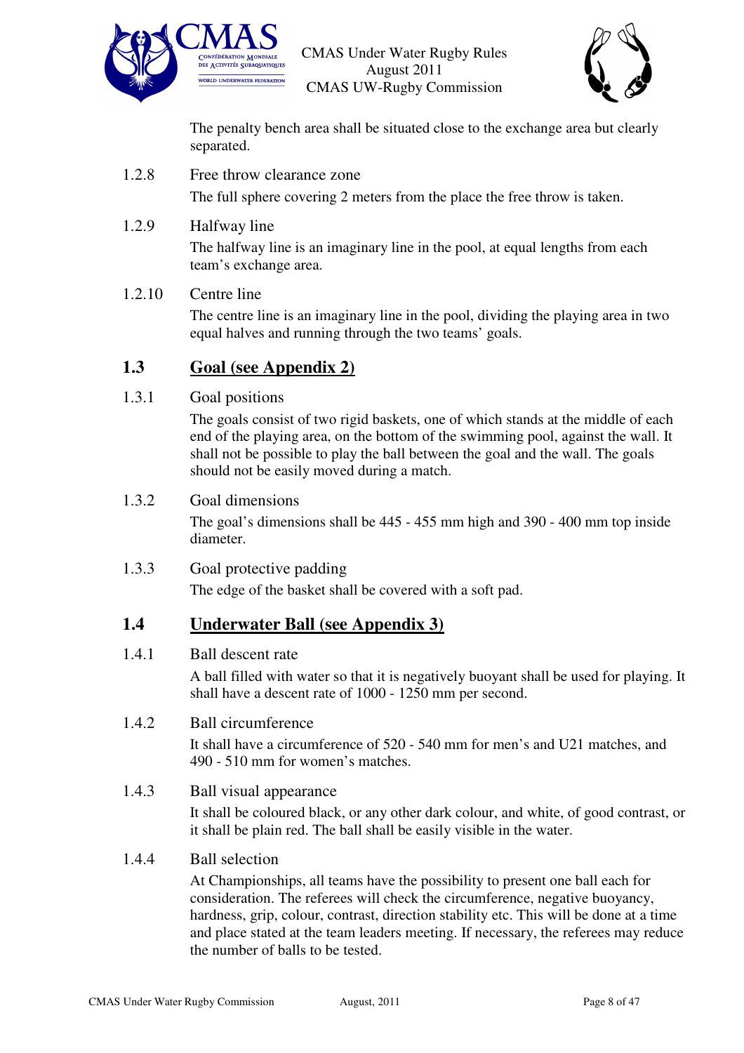The penalty bench area shall be situated close to the exchange area but clearly separated.

#### 1.2.8 Free throw clearance zone

The full sphere covering 2 meters from the place the free throw is taken.

#### 1.2.9 Halfway line

The halfway line is an imaginary line in the pool, at equal lengths from each team's exchange area.

#### 1.2.10 Centre line

The centre line is an imaginary line in the pool, dividing the playing area in two equal halves and running through the two teams' goals.

### 1.3 Goal (see Appendix 2)

#### 1.3.1 Goal positions

The goals consist of two rigid baskets, one of which stands at the middle of each end of the playing area, on the bottom of the swimming pool, against the wall. It shall not be possible to play the ball between the goal and the wall. The goals should not be easily moved during a match.

#### 1.3.2 Goal dimensions

The goal's dimensions shall be 445 - 455 mm high and 390 - 400 mm top inside diameter.

#### 1.3.3 Goal protective padding

The edge of the basket shall be covered with a soft pad.

### 1.4 Underwater Ball (see Appendix 3)

#### 1.4.1 Ball descent rate

A ball filled with water so that it is negatively buoyant shall be used for playing. It shall have a descent rate of 1000 - 1250 mm per second.

#### 1.4.2 Ball circumference

It shall have a circumference of 520 - 540 mm for men's and U21 matches, and 490 - 510 mm for women's matches.

#### 1.4.3 Ball visual appearance

It shall be coloured black, or any other dark colour, and white, of good contrast, or it shall be plain red. The ball shall be easily visible in the water.

#### 1.4.4 Ball selection

At Championships, all teams have the possibility to present one ball each for consideration. The referees will check the circumference, negative buoyancy, hardness, grip, colour, contrast, direction stability etc. This will be done at a time and place stated at the team leaders meeting. If necessary, the referees may reduce the number of balls to be tested.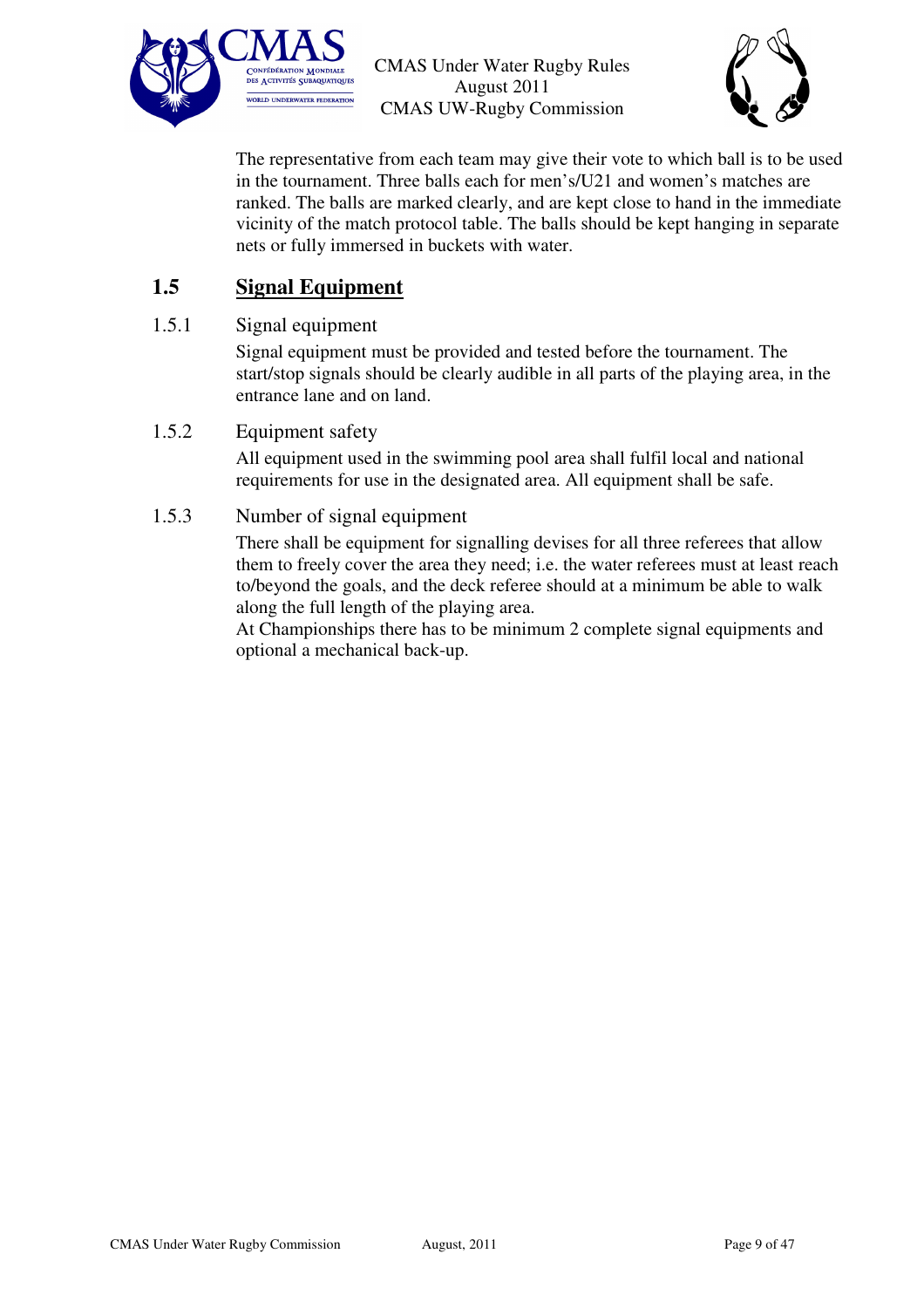The representative from each team may give their vote to which ball is to be used in the tournament. Three balls each for men's/U21 and women's matches are ranked. The balls are marked clearly, and are kept close to hand in the immediate vicinity of the match protocol table. The balls should be kept hanging in separate nets or fully immersed in buckets with water.

## 1.5 Signal Equipment

### 1.5.1 Signal equipment

Signal equipment must be provided and tested before the tournament. The start/stop signals should be clearly audible in all parts of the playing area, in the entrance lane and on land.

### 1.5.2 Equipment safety

All equipment used in the swimming pool area shall fulfil local and national requirements for use in the designated area. All equipment shall be safe.

### 1.5.3 Number of signal equipment

There shall be equipment for signalling devises for all three referees that allow them to freely cover the area they need; i.e. the water referees must at least reach to/beyond the goals, and the deck referee should at a minimum be able to walk along the full length of the playing area.
At Championships there has to be minimum 2 complete signal equipments and optional a mechanical back-up.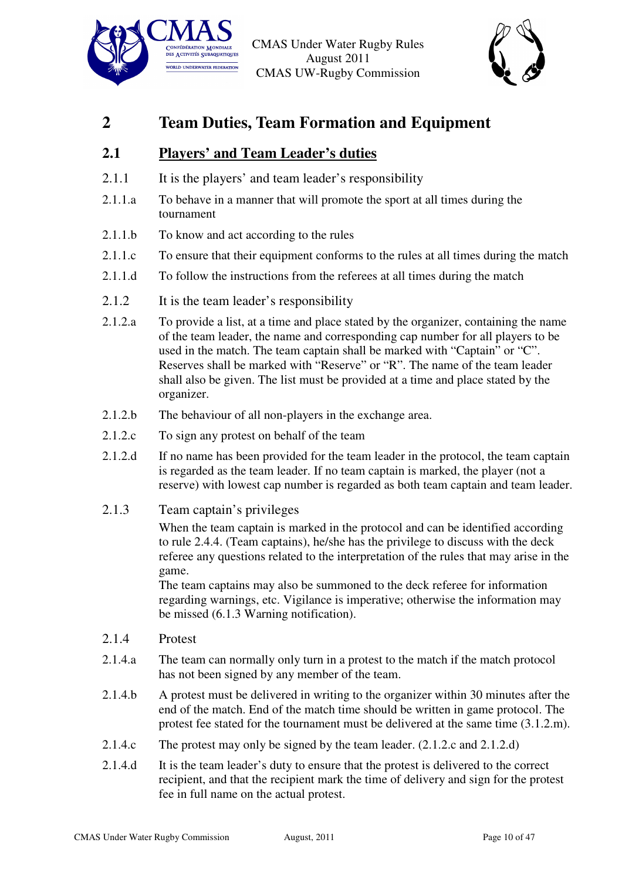# 2 Team Duties, Team Formation and Equipment

## 2.1 Players' and Team Leader's duties

2.1.1 It is the players' and team leader's responsibility

2.1.1.a To behave in a manner that will promote the sport at all times during the tournament

2.1.1.b To know and act according to the rules

2.1.1.c To ensure that their equipment conforms to the rules at all times during the match

2.1.1.d To follow the instructions from the referees at all times during the match

2.1.2 It is the team leader's responsibility

2.1.2.a To provide a list, at a time and place stated by the organizer, containing the name of the team leader, the name and corresponding cap number for all players to be used in the match. The team captain shall be marked with "Captain" or "C". Reserves shall be marked with "Reserve" or "R". The name of the team leader shall also be given. The list must be provided at a time and place stated by the organizer.

2.1.2.b The behaviour of all non-players in the exchange area.

2.1.2.c To sign any protest on behalf of the team

2.1.2.d If no name has been provided for the team leader in the protocol, the team captain is regarded as the team leader. If no team captain is marked, the player (not a reserve) with lowest cap number is regarded as both team captain and team leader.

2.1.3 Team captain's privileges

When the team captain is marked in the protocol and can be identified according to rule 2.4.4. (Team captains), he/she has the privilege to discuss with the deck referee any questions related to the interpretation of the rules that may arise in the game.

The team captains may also be summoned to the deck referee for information regarding warnings, etc. Vigilance is imperative; otherwise the information may be missed (6.1.3 Warning notification).

2.1.4 Protest

2.1.4.a The team can normally only turn in a protest to the match if the match protocol has not been signed by any member of the team.

2.1.4.b A protest must be delivered in writing to the organizer within 30 minutes after the end of the match. End of the match time should be written in game protocol. The protest fee stated for the tournament must be delivered at the same time (3.1.2.m).

2.1.4.c The protest may only be signed by the team leader. (2.1.2.c and 2.1.2.d)

2.1.4.d It is the team leader's duty to ensure that the protest is delivered to the correct recipient, and that the recipient mark the time of delivery and sign for the protest fee in full name on the actual protest.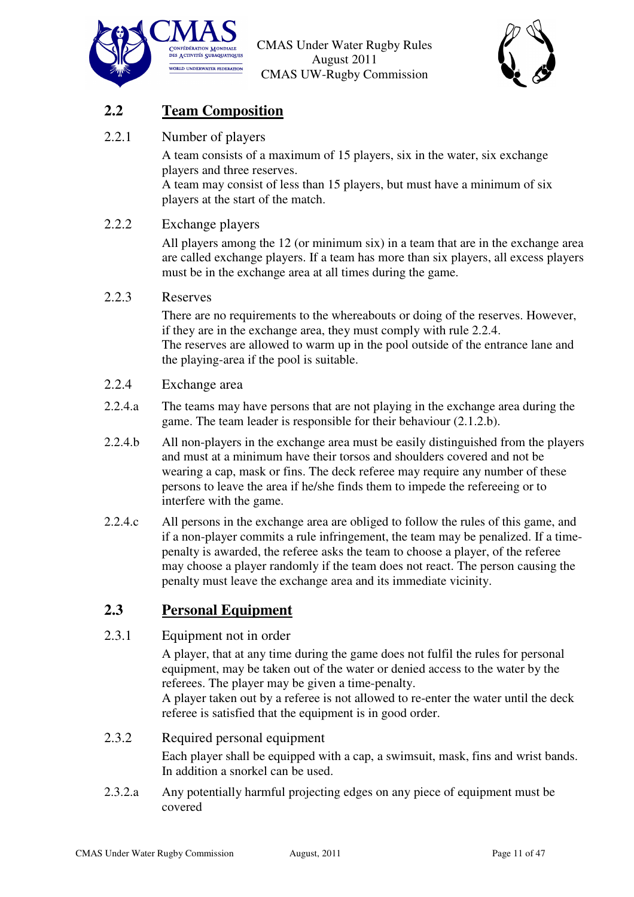## 2.2 Team Composition

### 2.2.1 Number of players

A team consists of a maximum of 15 players, six in the water, six exchange players and three reserves.
A team may consist of less than 15 players, but must have a minimum of six players at the start of the match.

### 2.2.2 Exchange players

All players among the 12 (or minimum six) in a team that are in the exchange area are called exchange players. If a team has more than six players, all excess players must be in the exchange area at all times during the game.

### 2.2.3 Reserves

There are no requirements to the whereabouts or doing of the reserves. However, if they are in the exchange area, they must comply with rule 2.2.4.
The reserves are allowed to warm up in the pool outside of the entrance lane and the playing-area if the pool is suitable.

### 2.2.4 Exchange area

**2.2.4.a** The teams may have persons that are not playing in the exchange area during the game. The team leader is responsible for their behaviour (2.1.2.b).

**2.2.4.b** All non-players in the exchange area must be easily distinguished from the players and must at a minimum have their torsos and shoulders covered and not be wearing a cap, mask or fins. The deck referee may require any number of these persons to leave the area if he/she finds them to impede the refereeing or to interfere with the game.

**2.2.4.c** All persons in the exchange area are obliged to follow the rules of this game, and if a non-player commits a rule infringement, the team may be penalized. If a time-penalty is awarded, the referee asks the team to choose a player, of the referee may choose a player randomly if the team does not react. The person causing the penalty must leave the exchange area and its immediate vicinity.

## 2.3 Personal Equipment

### 2.3.1 Equipment not in order

A player, that at any time during the game does not fulfil the rules for personal equipment, may be taken out of the water or denied access to the water by the referees. The player may be given a time-penalty.
A player taken out by a referee is not allowed to re-enter the water until the deck referee is satisfied that the equipment is in good order.

### 2.3.2 Required personal equipment

Each player shall be equipped with a cap, a swimsuit, mask, fins and wrist bands. In addition a snorkel can be used.

**2.3.2.a** Any potentially harmful projecting edges on any piece of equipment must be covered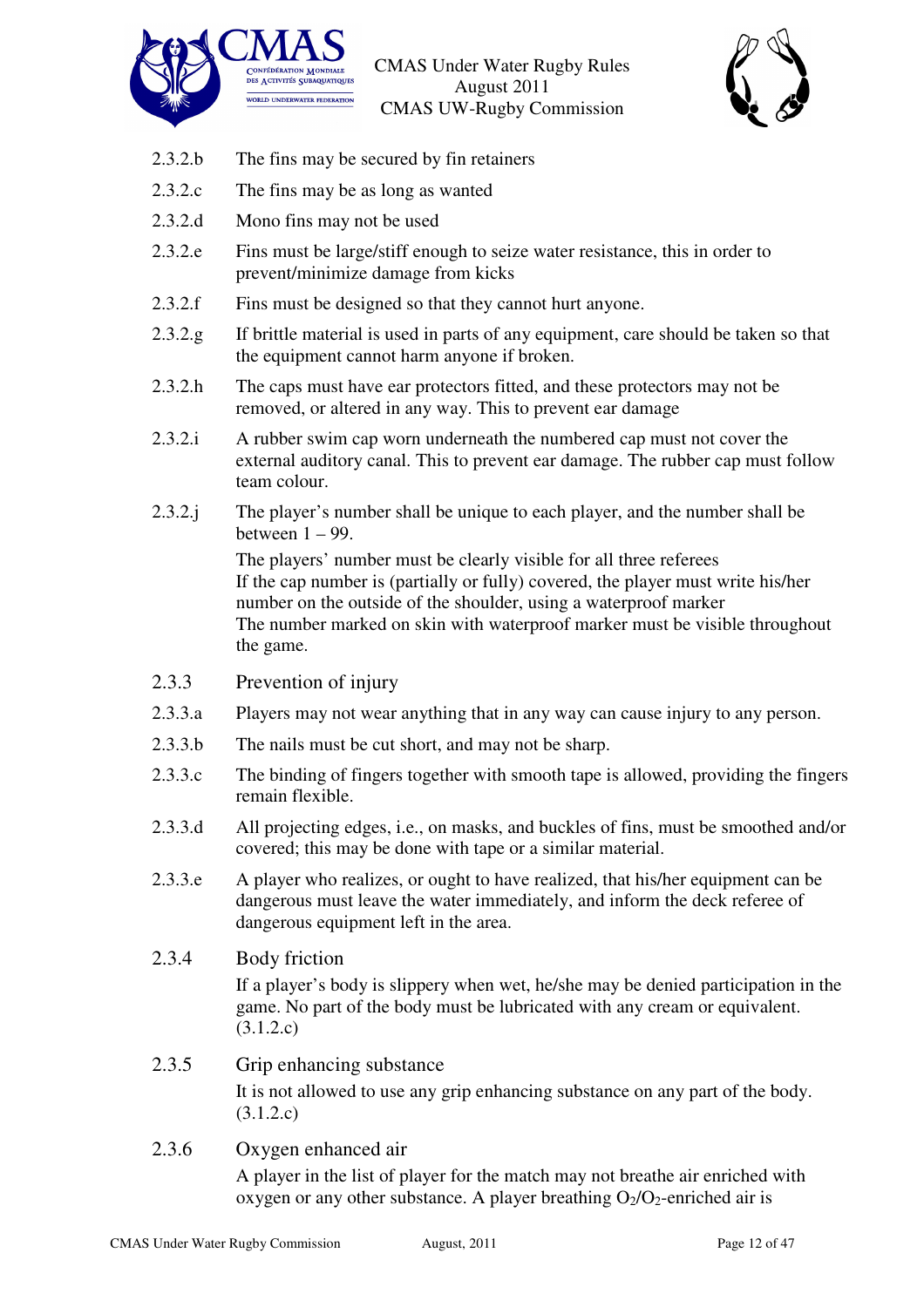2.3.2.b The fins may be secured by fin retainers

2.3.2.c The fins may be as long as wanted

2.3.2.d Mono fins may not be used

2.3.2.e Fins must be large/stiff enough to seize water resistance, this in order to prevent/minimize damage from kicks

2.3.2.f Fins must be designed so that they cannot hurt anyone.

2.3.2.g If brittle material is used in parts of any equipment, care should be taken so that the equipment cannot harm anyone if broken.

2.3.2.h The caps must have ear protectors fitted, and these protectors may not be removed, or altered in any way. This to prevent ear damage

2.3.2.i A rubber swim cap worn underneath the numbered cap must not cover the external auditory canal. This to prevent ear damage. The rubber cap must follow team colour.

2.3.2.j The player's number shall be unique to each player, and the number shall be between 1 – 99.

The players' number must be clearly visible for all three referees
If the cap number is (partially or fully) covered, the player must write his/her number on the outside of the shoulder, using a waterproof marker
The number marked on skin with waterproof marker must be visible throughout the game.

### 2.3.3 Prevention of injury

2.3.3.a Players may not wear anything that in any way can cause injury to any person.

2.3.3.b The nails must be cut short, and may not be sharp.

2.3.3.c The binding of fingers together with smooth tape is allowed, providing the fingers remain flexible.

2.3.3.d All projecting edges, i.e., on masks, and buckles of fins, must be smoothed and/or covered; this may be done with tape or a similar material.

2.3.3.e A player who realizes, or ought to have realized, that his/her equipment can be dangerous must leave the water immediately, and inform the deck referee of dangerous equipment left in the area.

### 2.3.4 Body friction

If a player's body is slippery when wet, he/she may be denied participation in the game. No part of the body must be lubricated with any cream or equivalent. (3.1.2.c)

### 2.3.5 Grip enhancing substance

It is not allowed to use any grip enhancing substance on any part of the body. (3.1.2.c)

### 2.3.6 Oxygen enhanced air

A player in the list of player for the match may not breathe air enriched with oxygen or any other substance. A player breathing $O_2$/$O_2$-enriched air is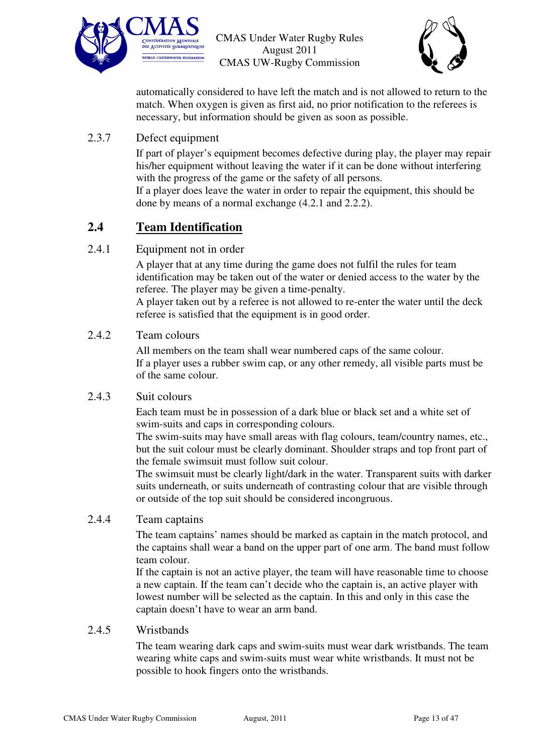automatically considered to have left the match and is not allowed to return to the match. When oxygen is given as first aid, no prior notification to the referees is necessary, but information should be given as soon as possible.

2.3.7 Defect equipment

If part of player's equipment becomes defective during play, the player may repair his/her equipment without leaving the water if it can be done without interfering with the progress of the game or the safety of all persons.
If a player does leave the water in order to repair the equipment, this should be done by means of a normal exchange (4.2.1 and 2.2.2).

## 2.4 Team Identification

2.4.1 Equipment not in order

A player that at any time during the game does not fulfil the rules for team identification may be taken out of the water or denied access to the water by the referee. The player may be given a time-penalty.
A player taken out by a referee is not allowed to re-enter the water until the deck referee is satisfied that the equipment is in good order.

2.4.2 Team colours

All members on the team shall wear numbered caps of the same colour.
If a player uses a rubber swim cap, or any other remedy, all visible parts must be of the same colour.

2.4.3 Suit colours

Each team must be in possession of a dark blue or black set and a white set of swim-suits and caps in corresponding colours.
The swim-suits may have small areas with flag colours, team/country names, etc., but the suit colour must be clearly dominant. Shoulder straps and top front part of the female swimsuit must follow suit colour.
The swimsuit must be clearly light/dark in the water. Transparent suits with darker suits underneath, or suits underneath of contrasting colour that are visible through or outside of the top suit should be considered incongruous.

2.4.4 Team captains

The team captains' names should be marked as captain in the match protocol, and the captains shall wear a band on the upper part of one arm. The band must follow team colour.
If the captain is not an active player, the team will have reasonable time to choose a new captain. If the team can't decide who the captain is, an active player with lowest number will be selected as the captain. In this and only in this case the captain doesn't have to wear an arm band.

2.4.5 Wristbands

The team wearing dark caps and swim-suits must wear dark wristbands. The team wearing white caps and swim-suits must wear white wristbands. It must not be possible to hook fingers onto the wristbands.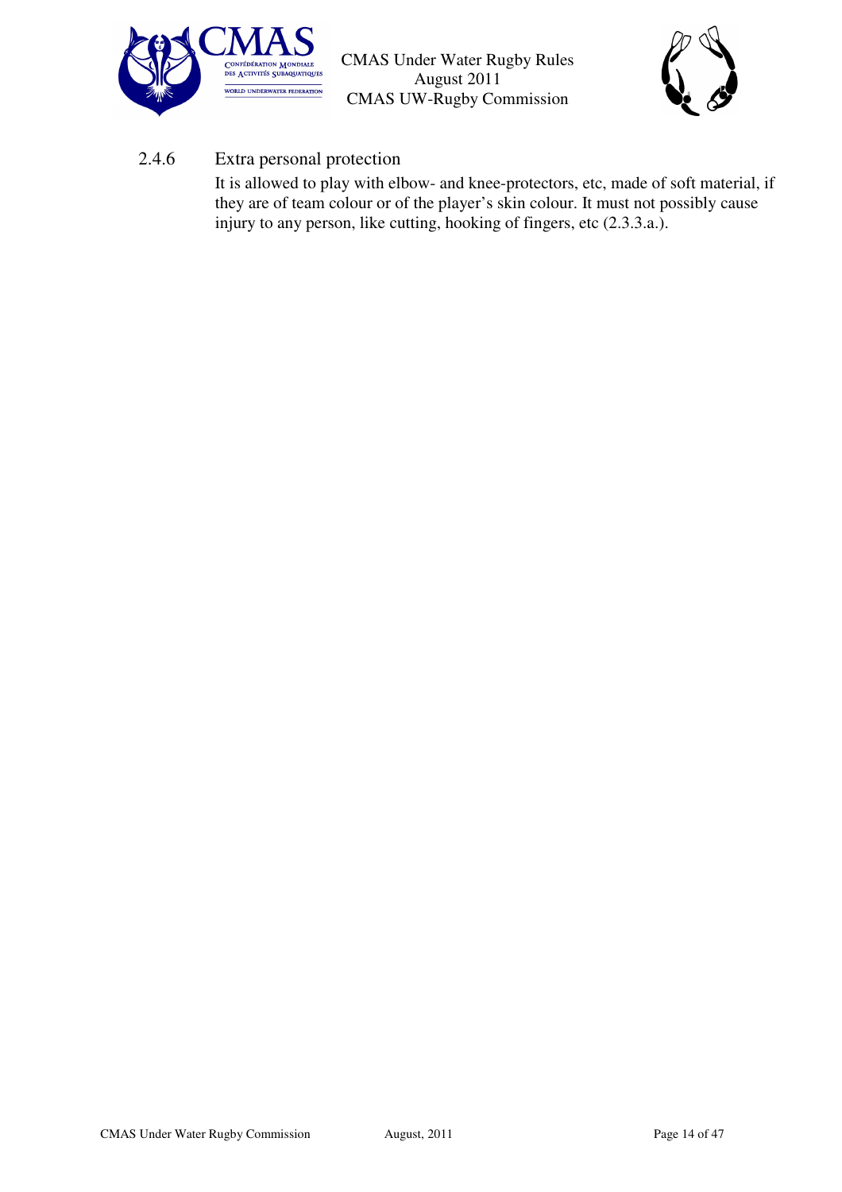### 2.4.6 Extra personal protection

It is allowed to play with elbow- and knee-protectors, etc, made of soft material, if they are of team colour or of the player's skin colour. It must not possibly cause injury to any person, like cutting, hooking of fingers, etc (2.3.3.a.).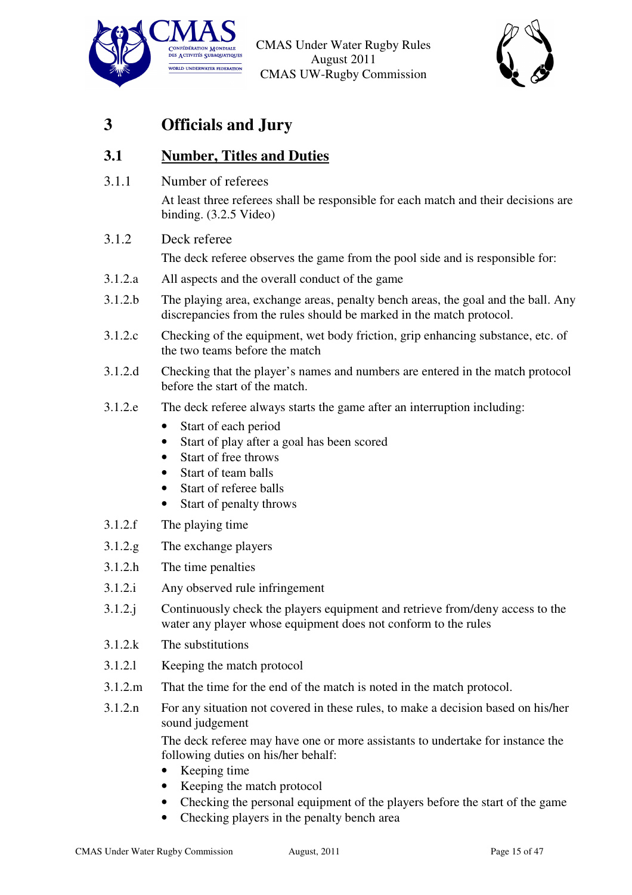# 3 Officials and Jury

## 3.1 Number, Titles and Duties

3.1.1 Number of referees

At least three referees shall be responsible for each match and their decisions are binding. (3.2.5 Video)

3.1.2 Deck referee

The deck referee observes the game from the pool side and is responsible for:

3.1.2.a All aspects and the overall conduct of the game

3.1.2.b The playing area, exchange areas, penalty bench areas, the goal and the ball. Any discrepancies from the rules should be marked in the match protocol.

3.1.2.c Checking of the equipment, wet body friction, grip enhancing substance, etc. of the two teams before the match

3.1.2.d Checking that the player's names and numbers are entered in the match protocol before the start of the match.

3.1.2.e The deck referee always starts the game after an interruption including:

- Start of each period
- Start of play after a goal has been scored
- Start of free throws
- Start of team balls
- Start of referee balls
- Start of penalty throws

3.1.2.f The playing time

3.1.2.g The exchange players

3.1.2.h The time penalties

3.1.2.i Any observed rule infringement

3.1.2.j Continuously check the players equipment and retrieve from/deny access to the water any player whose equipment does not conform to the rules

3.1.2.k The substitutions

3.1.2.l Keeping the match protocol

3.1.2.m That the time for the end of the match is noted in the match protocol.

3.1.2.n For any situation not covered in these rules, to make a decision based on his/her sound judgement

The deck referee may have one or more assistants to undertake for instance the following duties on his/her behalf:

- Keeping time
- Keeping the match protocol
- Checking the personal equipment of the players before the start of the game
- Checking players in the penalty bench area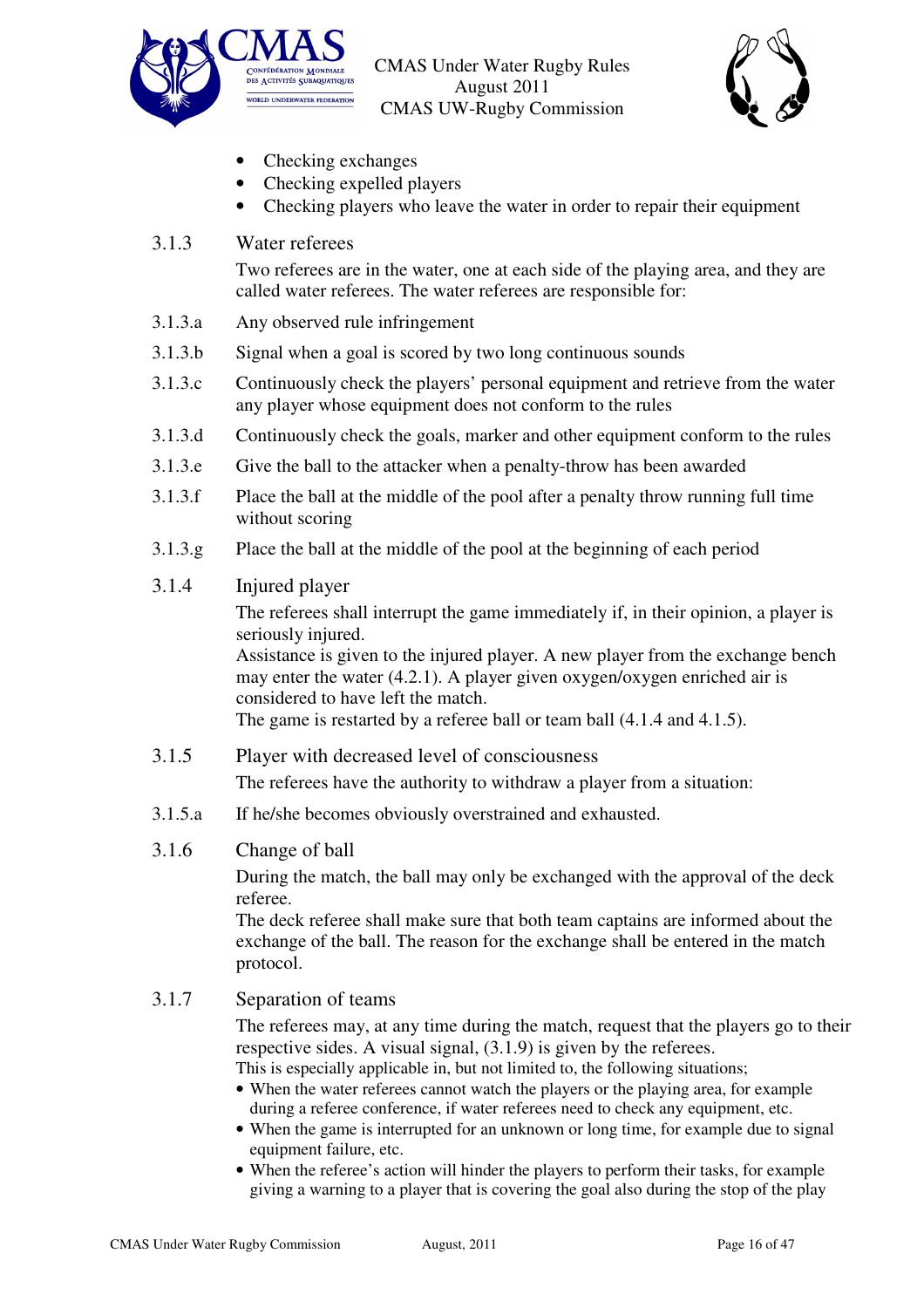- Checking exchanges
- Checking expelled players
- Checking players who leave the water in order to repair their equipment

### 3.1.3 Water referees

Two referees are in the water, one at each side of the playing area, and they are called water referees. The water referees are responsible for:

3.1.3.a Any observed rule infringement

3.1.3.b Signal when a goal is scored by two long continuous sounds

3.1.3.c Continuously check the players' personal equipment and retrieve from the water any player whose equipment does not conform to the rules

3.1.3.d Continuously check the goals, marker and other equipment conform to the rules

3.1.3.e Give the ball to the attacker when a penalty-throw has been awarded

3.1.3.f Place the ball at the middle of the pool after a penalty throw running full time without scoring

3.1.3.g Place the ball at the middle of the pool at the beginning of each period

### 3.1.4 Injured player

The referees shall interrupt the game immediately if, in their opinion, a player is seriously injured.
Assistance is given to the injured player. A new player from the exchange bench may enter the water (4.2.1). A player given oxygen/oxygen enriched air is considered to have left the match.
The game is restarted by a referee ball or team ball (4.1.4 and 4.1.5).

### 3.1.5 Player with decreased level of consciousness

The referees have the authority to withdraw a player from a situation:

3.1.5.a If he/she becomes obviously overstrained and exhausted.

### 3.1.6 Change of ball

During the match, the ball may only be exchanged with the approval of the deck referee.
The deck referee shall make sure that both team captains are informed about the exchange of the ball. The reason for the exchange shall be entered in the match protocol.

### 3.1.7 Separation of teams

The referees may, at any time during the match, request that the players go to their respective sides. A visual signal, (3.1.9) is given by the referees.
This is especially applicable in, but not limited to, the following situations;

- When the water referees cannot watch the players or the playing area, for example during a referee conference, if water referees need to check any equipment, etc.
- When the game is interrupted for an unknown or long time, for example due to signal equipment failure, etc.
- When the referee's action will hinder the players to perform their tasks, for example giving a warning to a player that is covering the goal also during the stop of the play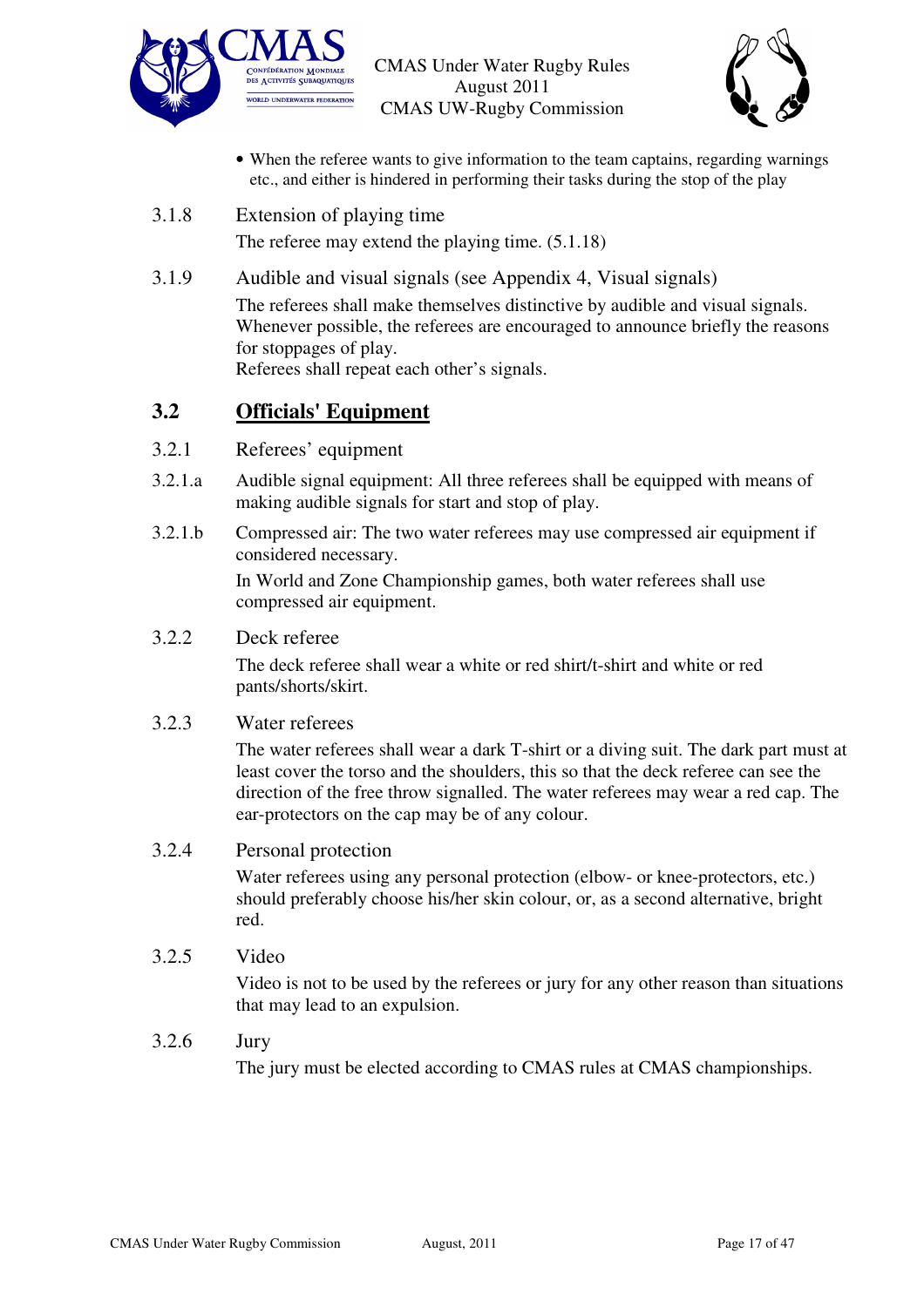- When the referee wants to give information to the team captains, regarding warnings etc., and either is hindered in performing their tasks during the stop of the play

3.1.8 Extension of playing time

The referee may extend the playing time. (5.1.18)

3.1.9 Audible and visual signals (see Appendix 4, Visual signals)

The referees shall make themselves distinctive by audible and visual signals. Whenever possible, the referees are encouraged to announce briefly the reasons for stoppages of play.
Referees shall repeat each other's signals.

## 3.2 Officials' Equipment

3.2.1 Referees' equipment

3.2.1.a Audible signal equipment: All three referees shall be equipped with means of making audible signals for start and stop of play.

3.2.1.b Compressed air: The two water referees may use compressed air equipment if considered necessary.

In World and Zone Championship games, both water referees shall use compressed air equipment.

3.2.2 Deck referee

The deck referee shall wear a white or red shirt/t-shirt and white or red pants/shorts/skirt.

3.2.3 Water referees

The water referees shall wear a dark T-shirt or a diving suit. The dark part must at least cover the torso and the shoulders, this so that the deck referee can see the direction of the free throw signalled. The water referees may wear a red cap. The ear-protectors on the cap may be of any colour.

3.2.4 Personal protection

Water referees using any personal protection (elbow- or knee-protectors, etc.) should preferably choose his/her skin colour, or, as a second alternative, bright red.

3.2.5 Video

Video is not to be used by the referees or jury for any other reason than situations that may lead to an expulsion.

3.2.6 Jury

The jury must be elected according to CMAS rules at CMAS championships.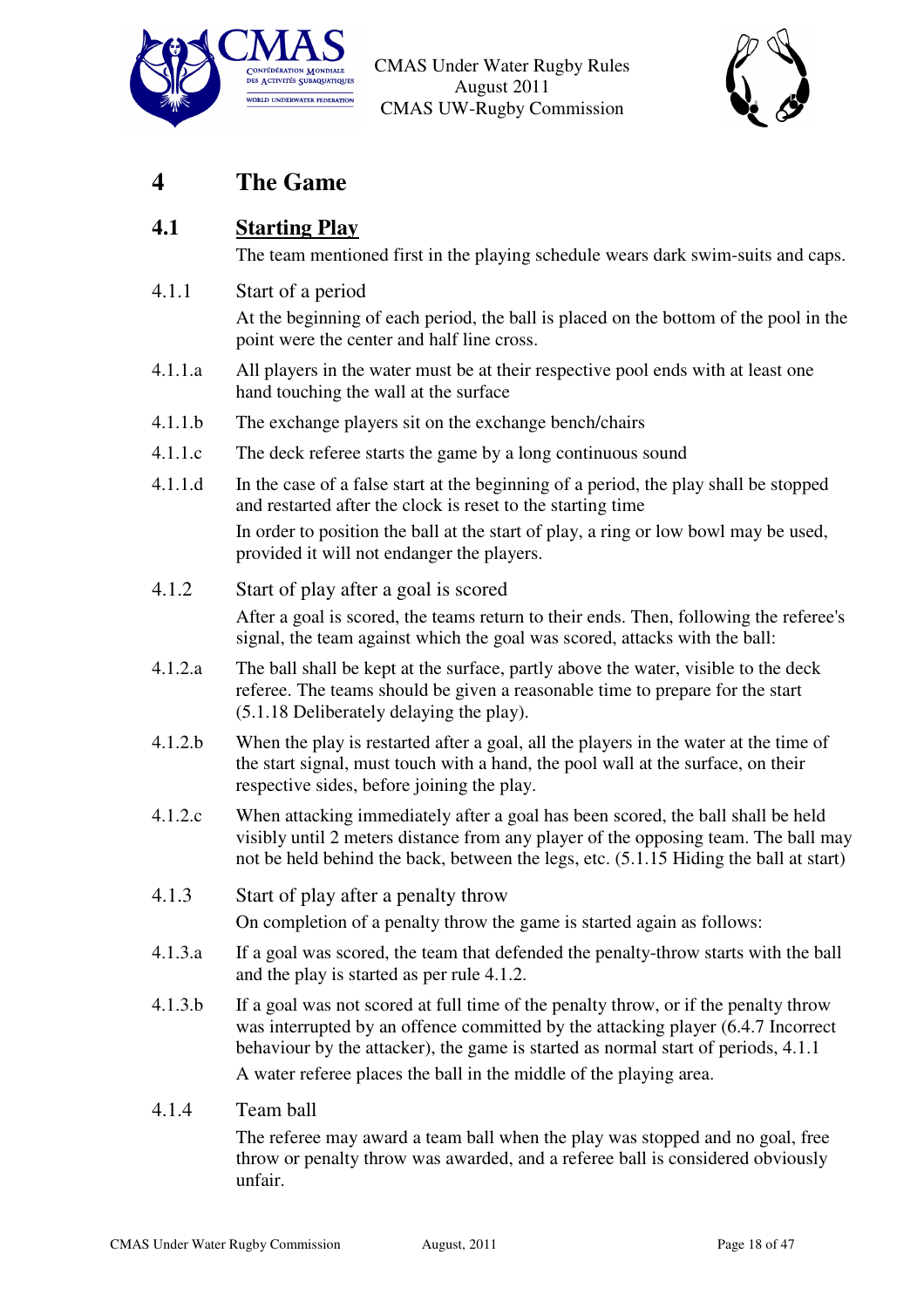# 4 The Game

## 4.1 Starting Play

The team mentioned first in the playing schedule wears dark swim-suits and caps.

### 4.1.1 Start of a period

At the beginning of each period, the ball is placed on the bottom of the pool in the point were the center and half line cross.

4.1.1.a All players in the water must be at their respective pool ends with at least one hand touching the wall at the surface

4.1.1.b The exchange players sit on the exchange bench/chairs

4.1.1.c The deck referee starts the game by a long continuous sound

4.1.1.d In the case of a false start at the beginning of a period, the play shall be stopped and restarted after the clock is reset to the starting time

In order to position the ball at the start of play, a ring or low bowl may be used, provided it will not endanger the players.

### 4.1.2 Start of play after a goal is scored

After a goal is scored, the teams return to their ends. Then, following the referee's signal, the team against which the goal was scored, attacks with the ball:

4.1.2.a The ball shall be kept at the surface, partly above the water, visible to the deck referee. The teams should be given a reasonable time to prepare for the start (5.1.18 Deliberately delaying the play).

4.1.2.b When the play is restarted after a goal, all the players in the water at the time of the start signal, must touch with a hand, the pool wall at the surface, on their respective sides, before joining the play.

4.1.2.c When attacking immediately after a goal has been scored, the ball shall be held visibly until 2 meters distance from any player of the opposing team. The ball may not be held behind the back, between the legs, etc. (5.1.15 Hiding the ball at start)

### 4.1.3 Start of play after a penalty throw

On completion of a penalty throw the game is started again as follows:

4.1.3.a If a goal was scored, the team that defended the penalty-throw starts with the ball and the play is started as per rule 4.1.2.

4.1.3.b If a goal was not scored at full time of the penalty throw, or if the penalty throw was interrupted by an offence committed by the attacking player (6.4.7 Incorrect behaviour by the attacker), the game is started as normal start of periods, 4.1.1

A water referee places the ball in the middle of the playing area.

### 4.1.4 Team ball

The referee may award a team ball when the play was stopped and no goal, free throw or penalty throw was awarded, and a referee ball is considered obviously unfair.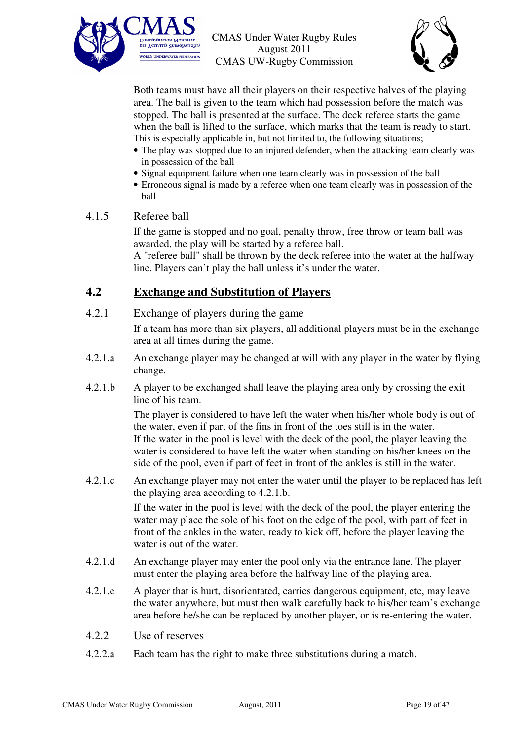Both teams must have all their players on their respective halves of the playing area. The ball is given to the team which had possession before the match was stopped. The ball is presented at the surface. The deck referee starts the game when the ball is lifted to the surface, which marks that the team is ready to start. This is especially applicable in, but not limited to, the following situations;

- The play was stopped due to an injured defender, when the attacking team clearly was in possession of the ball
- Signal equipment failure when one team clearly was in possession of the ball
- Erroneous signal is made by a referee when one team clearly was in possession of the ball

4.1.5 Referee ball

If the game is stopped and no goal, penalty throw, free throw or team ball was awarded, the play will be started by a referee ball.
A "referee ball" shall be thrown by the deck referee into the water at the halfway line. Players can't play the ball unless it's under the water.

## 4.2 Exchange and Substitution of Players

4.2.1 Exchange of players during the game

If a team has more than six players, all additional players must be in the exchange area at all times during the game.

4.2.1.a An exchange player may be changed at will with any player in the water by flying change.

4.2.1.b A player to be exchanged shall leave the playing area only by crossing the exit line of his team.

The player is considered to have left the water when his/her whole body is out of the water, even if part of the fins in front of the toes still is in the water.
If the water in the pool is level with the deck of the pool, the player leaving the water is considered to have left the water when standing on his/her knees on the side of the pool, even if part of feet in front of the ankles is still in the water.

4.2.1.c An exchange player may not enter the water until the player to be replaced has left the playing area according to 4.2.1.b.

If the water in the pool is level with the deck of the pool, the player entering the water may place the sole of his foot on the edge of the pool, with part of feet in front of the ankles in the water, ready to kick off, before the player leaving the water is out of the water.

4.2.1.d An exchange player may enter the pool only via the entrance lane. The player must enter the playing area before the halfway line of the playing area.

4.2.1.e A player that is hurt, disorientated, carries dangerous equipment, etc, may leave the water anywhere, but must then walk carefully back to his/her team's exchange area before he/she can be replaced by another player, or is re-entering the water.

4.2.2 Use of reserves

4.2.2.a Each team has the right to make three substitutions during a match.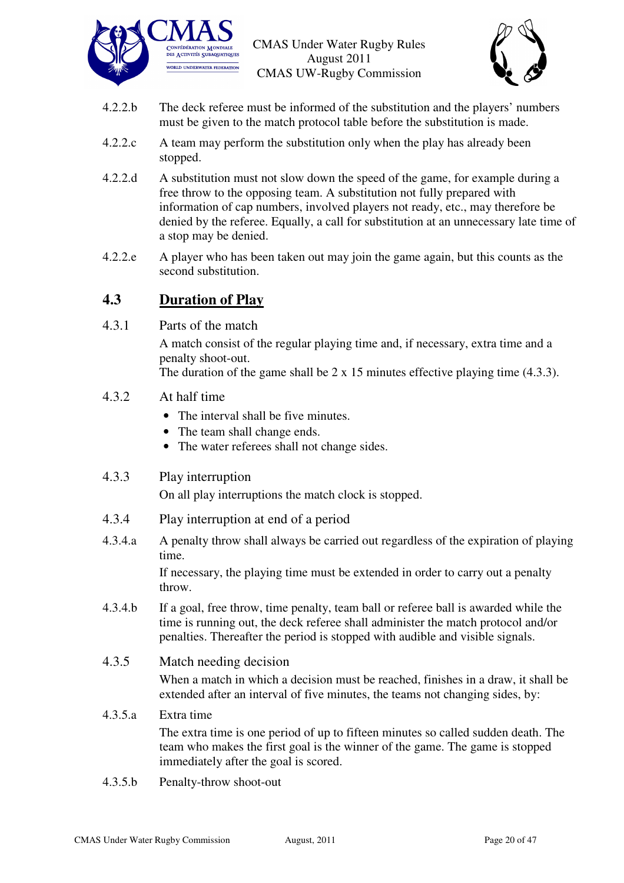4.2.2.b The deck referee must be informed of the substitution and the players' numbers must be given to the match protocol table before the substitution is made.

4.2.2.c A team may perform the substitution only when the play has already been stopped.

4.2.2.d A substitution must not slow down the speed of the game, for example during a free throw to the opposing team. A substitution not fully prepared with information of cap numbers, involved players not ready, etc., may therefore be denied by the referee. Equally, a call for substitution at an unnecessary late time of a stop may be denied.

4.2.2.e A player who has been taken out may join the game again, but this counts as the second substitution.

## 4.3 Duration of Play

4.3.1 Parts of the match

A match consist of the regular playing time and, if necessary, extra time and a penalty shoot-out.
The duration of the game shall be 2 x 15 minutes effective playing time (4.3.3).

4.3.2 At half time

- The interval shall be five minutes.
- The team shall change ends.
- The water referees shall not change sides.

4.3.3 Play interruption

On all play interruptions the match clock is stopped.

4.3.4 Play interruption at end of a period

4.3.4.a A penalty throw shall always be carried out regardless of the expiration of playing time.

If necessary, the playing time must be extended in order to carry out a penalty throw.

4.3.4.b If a goal, free throw, time penalty, team ball or referee ball is awarded while the time is running out, the deck referee shall administer the match protocol and/or penalties. Thereafter the period is stopped with audible and visible signals.

4.3.5 Match needing decision

When a match in which a decision must be reached, finishes in a draw, it shall be extended after an interval of five minutes, the teams not changing sides, by:

4.3.5.a Extra time

The extra time is one period of up to fifteen minutes so called sudden death. The team who makes the first goal is the winner of the game. The game is stopped immediately after the goal is scored.

4.3.5.b Penalty-throw shoot-out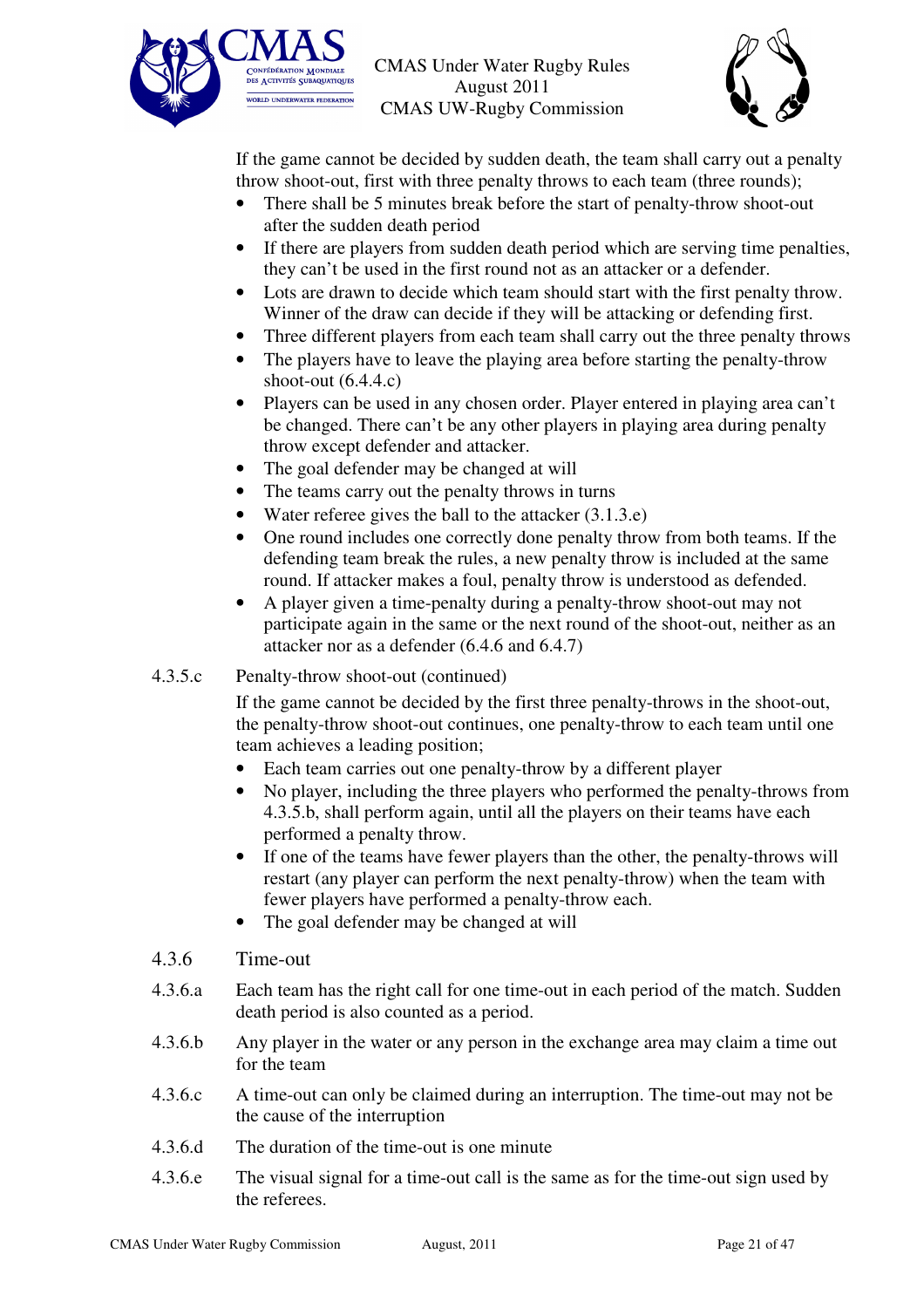If the game cannot be decided by sudden death, the team shall carry out a penalty throw shoot-out, first with three penalty throws to each team (three rounds);

- There shall be 5 minutes break before the start of penalty-throw shoot-out after the sudden death period
- If there are players from sudden death period which are serving time penalties, they can't be used in the first round not as an attacker or a defender.
- Lots are drawn to decide which team should start with the first penalty throw. Winner of the draw can decide if they will be attacking or defending first.
- Three different players from each team shall carry out the three penalty throws
- The players have to leave the playing area before starting the penalty-throw shoot-out (6.4.4.c)
- Players can be used in any chosen order. Player entered in playing area can't be changed. There can't be any other players in playing area during penalty throw except defender and attacker.
- The goal defender may be changed at will
- The teams carry out the penalty throws in turns
- Water referee gives the ball to the attacker (3.1.3.e)
- One round includes one correctly done penalty throw from both teams. If the defending team break the rules, a new penalty throw is included at the same round. If attacker makes a foul, penalty throw is understood as defended.
- A player given a time-penalty during a penalty-throw shoot-out may not participate again in the same or the next round of the shoot-out, neither as an attacker nor as a defender (6.4.6 and 6.4.7)

4.3.5.c Penalty-throw shoot-out (continued)

If the game cannot be decided by the first three penalty-throws in the shoot-out, the penalty-throw shoot-out continues, one penalty-throw to each team until one team achieves a leading position;

- Each team carries out one penalty-throw by a different player
- No player, including the three players who performed the penalty-throws from 4.3.5.b, shall perform again, until all the players on their teams have each performed a penalty throw.
- If one of the teams have fewer players than the other, the penalty-throws will restart (any player can perform the next penalty-throw) when the team with fewer players have performed a penalty-throw each.
- The goal defender may be changed at will

4.3.6 Time-out

4.3.6.a Each team has the right call for one time-out in each period of the match. Sudden death period is also counted as a period.

4.3.6.b Any player in the water or any person in the exchange area may claim a time out for the team

4.3.6.c A time-out can only be claimed during an interruption. The time-out may not be the cause of the interruption

4.3.6.d The duration of the time-out is one minute

4.3.6.e The visual signal for a time-out call is the same as for the time-out sign used by the referees.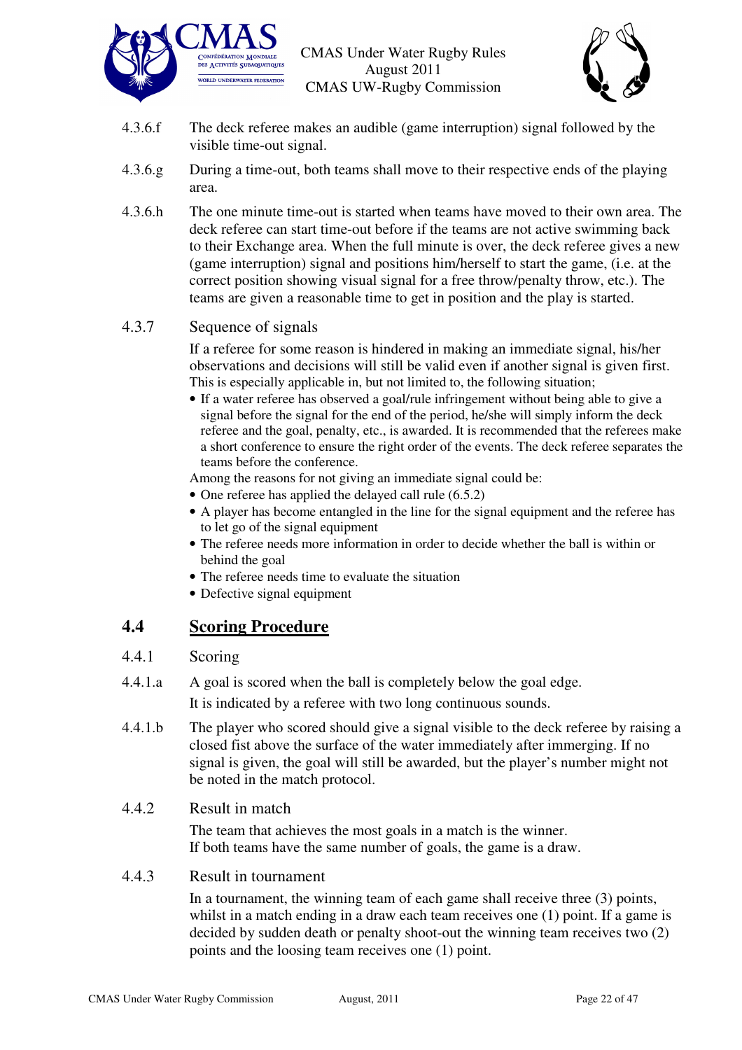4.3.6.f The deck referee makes an audible (game interruption) signal followed by the visible time-out signal.

4.3.6.g During a time-out, both teams shall move to their respective ends of the playing area.

4.3.6.h The one minute time-out is started when teams have moved to their own area. The deck referee can start time-out before if the teams are not active swimming back to their Exchange area. When the full minute is over, the deck referee gives a new (game interruption) signal and positions him/herself to start the game, (i.e. at the correct position showing visual signal for a free throw/penalty throw, etc.). The teams are given a reasonable time to get in position and the play is started.

4.3.7 Sequence of signals

If a referee for some reason is hindered in making an immediate signal, his/her observations and decisions will still be valid even if another signal is given first. This is especially applicable in, but not limited to, the following situation;

- If a water referee has observed a goal/rule infringement without being able to give a signal before the signal for the end of the period, he/she will simply inform the deck referee and the goal, penalty, etc., is awarded. It is recommended that the referees make a short conference to ensure the right order of the events. The deck referee separates the teams before the conference.

Among the reasons for not giving an immediate signal could be:

- One referee has applied the delayed call rule (6.5.2)
- A player has become entangled in the line for the signal equipment and the referee has to let go of the signal equipment
- The referee needs more information in order to decide whether the ball is within or behind the goal
- The referee needs time to evaluate the situation
- Defective signal equipment

## 4.4 Scoring Procedure

4.4.1 Scoring

4.4.1.a A goal is scored when the ball is completely below the goal edge.

It is indicated by a referee with two long continuous sounds.

4.4.1.b The player who scored should give a signal visible to the deck referee by raising a closed fist above the surface of the water immediately after immerging. If no signal is given, the goal will still be awarded, but the player's number might not be noted in the match protocol.

4.4.2 Result in match

The team that achieves the most goals in a match is the winner.
If both teams have the same number of goals, the game is a draw.

4.4.3 Result in tournament

In a tournament, the winning team of each game shall receive three (3) points, whilst in a match ending in a draw each team receives one (1) point. If a game is decided by sudden death or penalty shoot-out the winning team receives two (2) points and the loosing team receives one (1) point.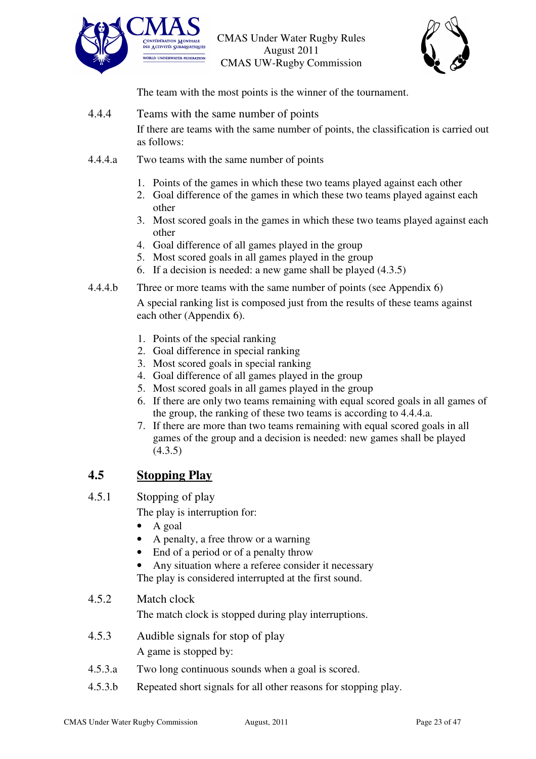The team with the most points is the winner of the tournament.

4.4.4 Teams with the same number of points

If there are teams with the same number of points, the classification is carried out as follows:

4.4.4.a Two teams with the same number of points

1. Points of the games in which these two teams played against each other
2. Goal difference of the games in which these two teams played against each other
3. Most scored goals in the games in which these two teams played against each other
4. Goal difference of all games played in the group
5. Most scored goals in all games played in the group
6. If a decision is needed: a new game shall be played (4.3.5)

4.4.4.b Three or more teams with the same number of points (see Appendix 6)

A special ranking list is composed just from the results of these teams against each other (Appendix 6).

1. Points of the special ranking
2. Goal difference in special ranking
3. Most scored goals in special ranking
4. Goal difference of all games played in the group
5. Most scored goals in all games played in the group
6. If there are only two teams remaining with equal scored goals in all games of the group, the ranking of these two teams is according to 4.4.4.a.
7. If there are more than two teams remaining with equal scored goals in all games of the group and a decision is needed: new games shall be played (4.3.5)

## 4.5 Stopping Play

4.5.1 Stopping of play

The play is interruption for:

- A goal
- A penalty, a free throw or a warning
- End of a period or of a penalty throw
- Any situation where a referee consider it necessary

The play is considered interrupted at the first sound.

4.5.2 Match clock

The match clock is stopped during play interruptions.

4.5.3 Audible signals for stop of play

A game is stopped by:

4.5.3.a Two long continuous sounds when a goal is scored.

4.5.3.b Repeated short signals for all other reasons for stopping play.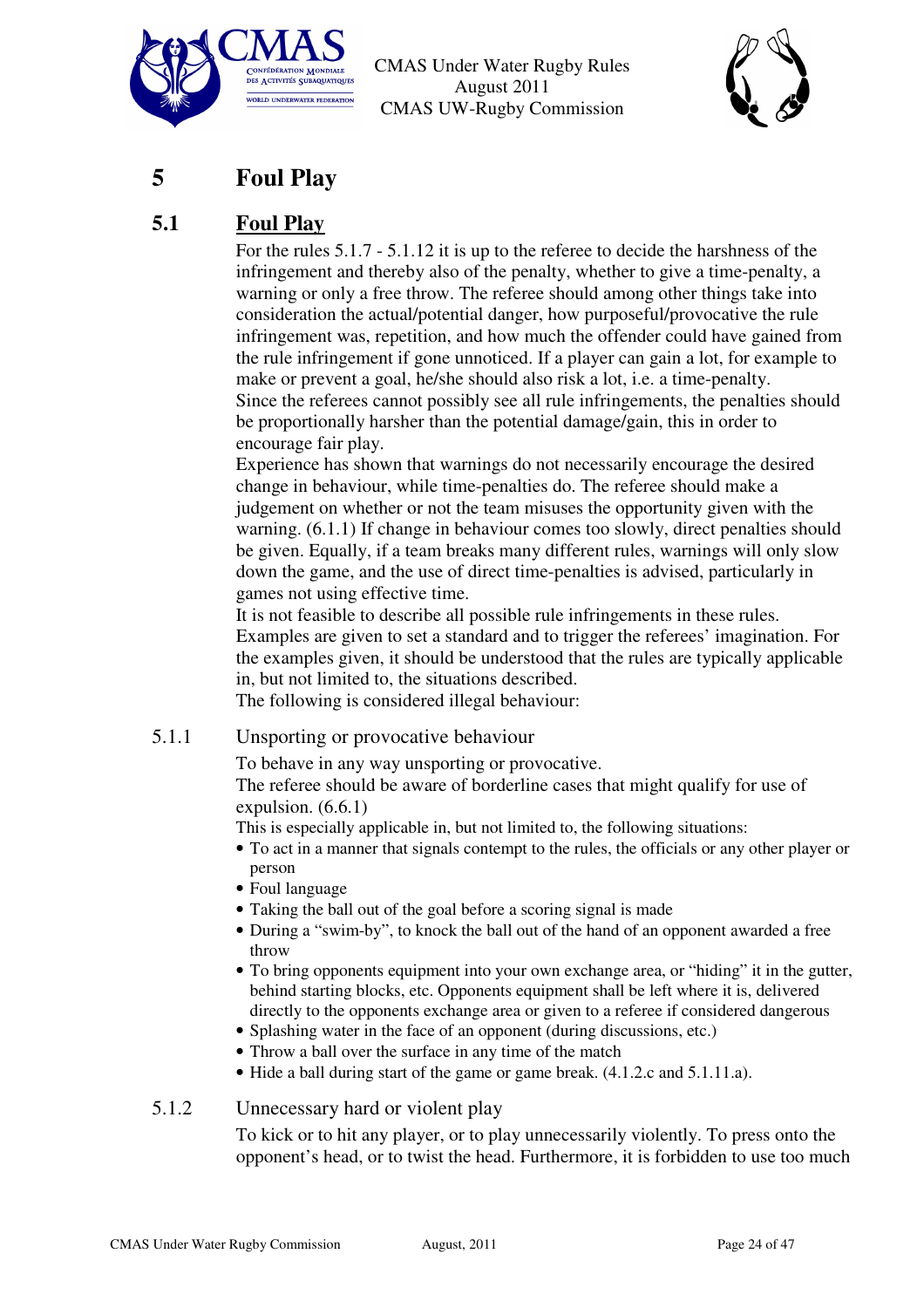# 5 Foul Play

## 5.1 Foul Play

For the rules 5.1.7 - 5.1.12 it is up to the referee to decide the harshness of the infringement and thereby also of the penalty, whether to give a time-penalty, a warning or only a free throw. The referee should among other things take into consideration the actual/potential danger, how purposeful/provocative the rule infringement was, repetition, and how much the offender could have gained from the rule infringement if gone unnoticed. If a player can gain a lot, for example to make or prevent a goal, he/she should also risk a lot, i.e. a time-penalty.
Since the referees cannot possibly see all rule infringements, the penalties should be proportionally harsher than the potential damage/gain, this in order to encourage fair play.
Experience has shown that warnings do not necessarily encourage the desired change in behaviour, while time-penalties do. The referee should make a judgement on whether or not the team misuses the opportunity given with the warning. (6.1.1) If change in behaviour comes too slowly, direct penalties should be given. Equally, if a team breaks many different rules, warnings will only slow down the game, and the use of direct time-penalties is advised, particularly in games not using effective time.
It is not feasible to describe all possible rule infringements in these rules. Examples are given to set a standard and to trigger the referees' imagination. For the examples given, it should be understood that the rules are typically applicable in, but not limited to, the situations described.
The following is considered illegal behaviour:

### 5.1.1 Unsporting or provocative behaviour

To behave in any way unsporting or provocative.
The referee should be aware of borderline cases that might qualify for use of expulsion. (6.6.1)
This is especially applicable in, but not limited to, the following situations:

- To act in a manner that signals contempt to the rules, the officials or any other player or person
- Foul language
- Taking the ball out of the goal before a scoring signal is made
- During a "swim-by", to knock the ball out of the hand of an opponent awarded a free throw
- To bring opponents equipment into your own exchange area, or "hiding" it in the gutter, behind starting blocks, etc. Opponents equipment shall be left where it is, delivered directly to the opponents exchange area or given to a referee if considered dangerous
- Splashing water in the face of an opponent (during discussions, etc.)
- Throw a ball over the surface in any time of the match
- Hide a ball during start of the game or game break. (4.1.2.c and 5.1.11.a).

### 5.1.2 Unnecessary hard or violent play

To kick or to hit any player, or to play unnecessarily violently. To press onto the opponent's head, or to twist the head. Furthermore, it is forbidden to use too much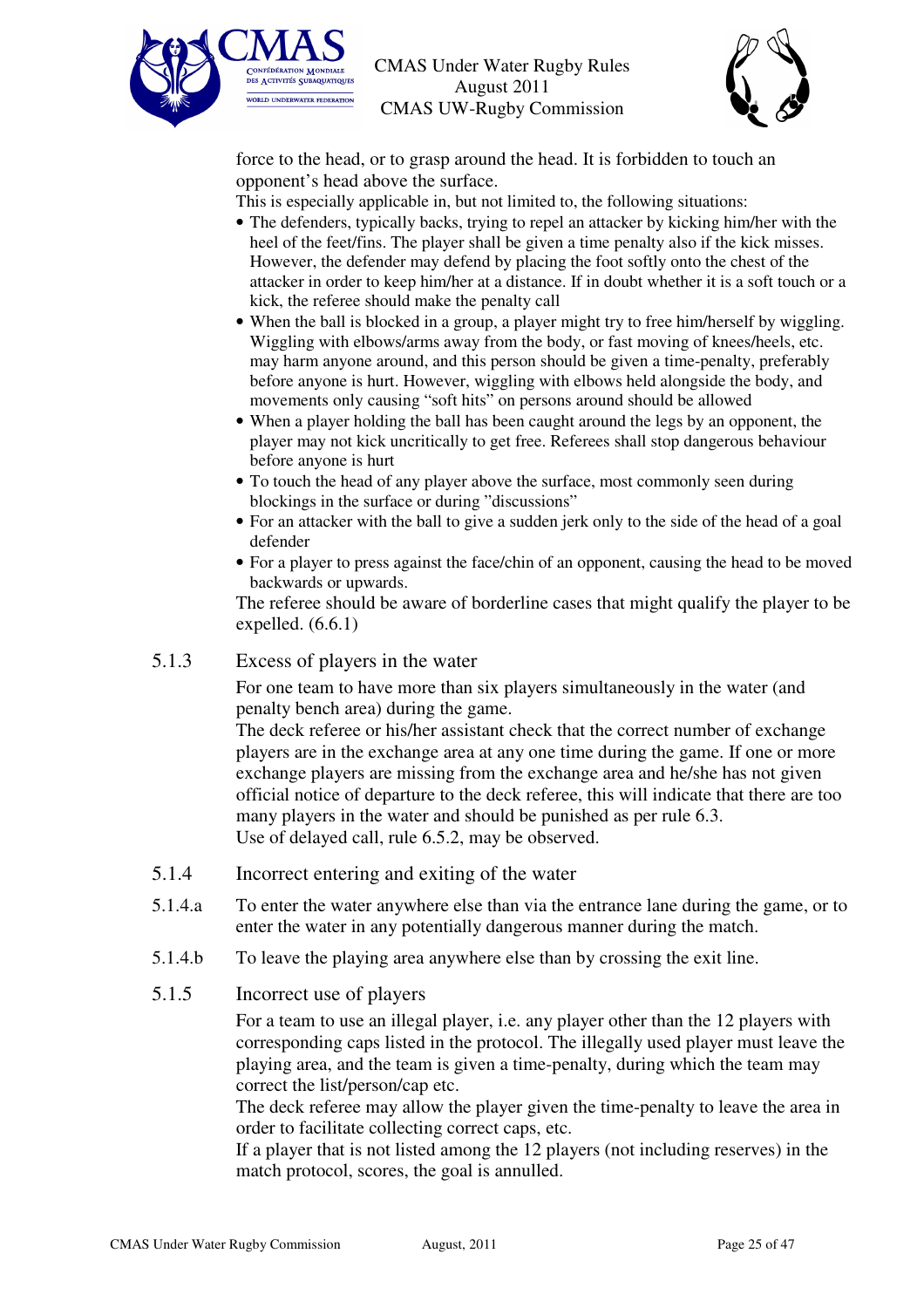force to the head, or to grasp around the head. It is forbidden to touch an opponent's head above the surface.

This is especially applicable in, but not limited to, the following situations:

- The defenders, typically backs, trying to repel an attacker by kicking him/her with the heel of the feet/fins. The player shall be given a time penalty also if the kick misses. However, the defender may defend by placing the foot softly onto the chest of the attacker in order to keep him/her at a distance. If in doubt whether it is a soft touch or a kick, the referee should make the penalty call
- When the ball is blocked in a group, a player might try to free him/herself by wiggling. Wiggling with elbows/arms away from the body, or fast moving of knees/heels, etc. may harm anyone around, and this person should be given a time-penalty, preferably before anyone is hurt. However, wiggling with elbows held alongside the body, and movements only causing "soft hits" on persons around should be allowed
- When a player holding the ball has been caught around the legs by an opponent, the player may not kick uncritically to get free. Referees shall stop dangerous behaviour before anyone is hurt
- To touch the head of any player above the surface, most commonly seen during blockings in the surface or during "discussions"
- For an attacker with the ball to give a sudden jerk only to the side of the head of a goal defender
- For a player to press against the face/chin of an opponent, causing the head to be moved backwards or upwards.

The referee should be aware of borderline cases that might qualify the player to be expelled. (6.6.1)

### 5.1.3 Excess of players in the water

For one team to have more than six players simultaneously in the water (and penalty bench area) during the game.

The deck referee or his/her assistant check that the correct number of exchange players are in the exchange area at any one time during the game. If one or more exchange players are missing from the exchange area and he/she has not given official notice of departure to the deck referee, this will indicate that there are too many players in the water and should be punished as per rule 6.3.

Use of delayed call, rule 6.5.2, may be observed.

### 5.1.4 Incorrect entering and exiting of the water

**5.1.4.a** To enter the water anywhere else than via the entrance lane during the game, or to enter the water in any potentially dangerous manner during the match.

**5.1.4.b** To leave the playing area anywhere else than by crossing the exit line.

### 5.1.5 Incorrect use of players

For a team to use an illegal player, i.e. any player other than the 12 players with corresponding caps listed in the protocol. The illegally used player must leave the playing area, and the team is given a time-penalty, during which the team may correct the list/person/cap etc.

The deck referee may allow the player given the time-penalty to leave the area in order to facilitate collecting correct caps, etc.

If a player that is not listed among the 12 players (not including reserves) in the match protocol, scores, the goal is annulled.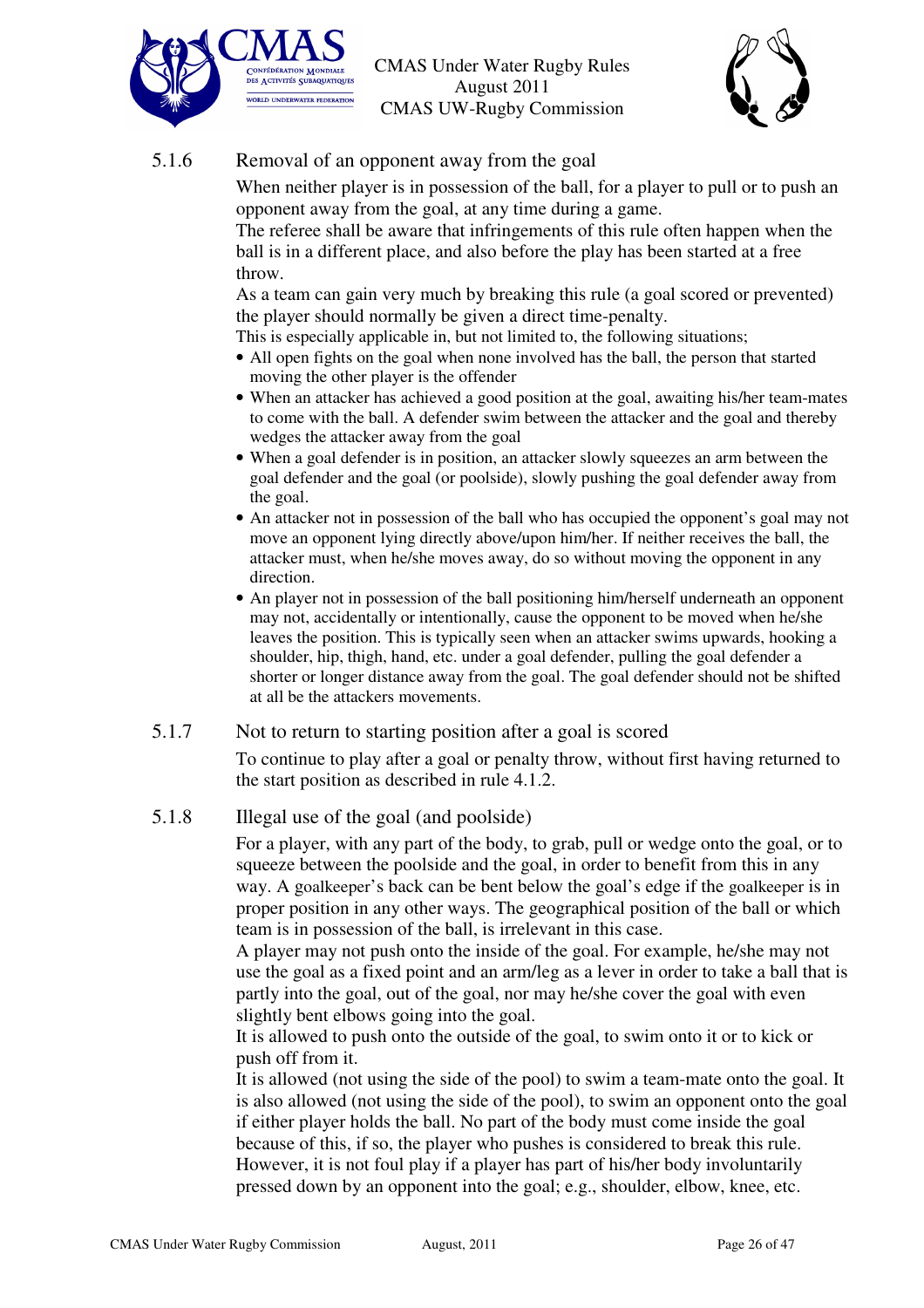### 5.1.6 Removal of an opponent away from the goal

When neither player is in possession of the ball, for a player to pull or to push an opponent away from the goal, at any time during a game.

The referee shall be aware that infringements of this rule often happen when the ball is in a different place, and also before the play has been started at a free throw.

As a team can gain very much by breaking this rule (a goal scored or prevented) the player should normally be given a direct time-penalty.

This is especially applicable in, but not limited to, the following situations;

- All open fights on the goal when none involved has the ball, the person that started moving the other player is the offender
- When an attacker has achieved a good position at the goal, awaiting his/her team-mates to come with the ball. A defender swim between the attacker and the goal and thereby wedges the attacker away from the goal
- When a goal defender is in position, an attacker slowly squeezes an arm between the goal defender and the goal (or poolside), slowly pushing the goal defender away from the goal.
- An attacker not in possession of the ball who has occupied the opponent's goal may not move an opponent lying directly above/upon him/her. If neither receives the ball, the attacker must, when he/she moves away, do so without moving the opponent in any direction.
- An player not in possession of the ball positioning him/herself underneath an opponent may not, accidentally or intentionally, cause the opponent to be moved when he/she leaves the position. This is typically seen when an attacker swims upwards, hooking a shoulder, hip, thigh, hand, etc. under a goal defender, pulling the goal defender a shorter or longer distance away from the goal. The goal defender should not be shifted at all be the attackers movements.

### 5.1.7 Not to return to starting position after a goal is scored

To continue to play after a goal or penalty throw, without first having returned to the start position as described in rule 4.1.2.

### 5.1.8 Illegal use of the goal (and poolside)

For a player, with any part of the body, to grab, pull or wedge onto the goal, or to squeeze between the poolside and the goal, in order to benefit from this in any way. A goalkeeper's back can be bent below the goal's edge if the goalkeeper is in proper position in any other ways. The geographical position of the ball or which team is in possession of the ball, is irrelevant in this case.

A player may not push onto the inside of the goal. For example, he/she may not use the goal as a fixed point and an arm/leg as a lever in order to take a ball that is partly into the goal, out of the goal, nor may he/she cover the goal with even slightly bent elbows going into the goal.

It is allowed to push onto the outside of the goal, to swim onto it or to kick or push off from it.

It is allowed (not using the side of the pool) to swim a team-mate onto the goal. It is also allowed (not using the side of the pool), to swim an opponent onto the goal if either player holds the ball. No part of the body must come inside the goal because of this, if so, the player who pushes is considered to break this rule. However, it is not foul play if a player has part of his/her body involuntarily pressed down by an opponent into the goal; e.g., shoulder, elbow, knee, etc.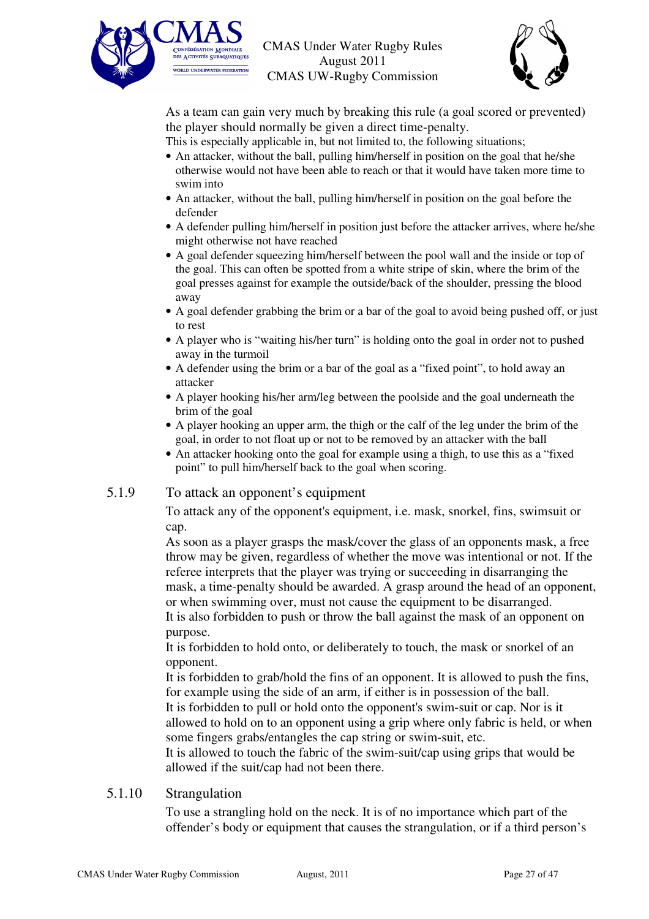As a team can gain very much by breaking this rule (a goal scored or prevented) the player should normally be given a direct time-penalty.

This is especially applicable in, but not limited to, the following situations;

- An attacker, without the ball, pulling him/herself in position on the goal that he/she otherwise would not have been able to reach or that it would have taken more time to swim into
- An attacker, without the ball, pulling him/herself in position on the goal before the defender
- A defender pulling him/herself in position just before the attacker arrives, where he/she might otherwise not have reached
- A goal defender squeezing him/herself between the pool wall and the inside or top of the goal. This can often be spotted from a white stripe of skin, where the brim of the goal presses against for example the outside/back of the shoulder, pressing the blood away
- A goal defender grabbing the brim or a bar of the goal to avoid being pushed off, or just to rest
- A player who is "waiting his/her turn" is holding onto the goal in order not to pushed away in the turmoil
- A defender using the brim or a bar of the goal as a "fixed point", to hold away an attacker
- A player hooking his/her arm/leg between the poolside and the goal underneath the brim of the goal
- A player hooking an upper arm, the thigh or the calf of the leg under the brim of the goal, in order to not float up or not to be removed by an attacker with the ball
- An attacker hooking onto the goal for example using a thigh, to use this as a "fixed point" to pull him/herself back to the goal when scoring.

### 5.1.9 To attack an opponent's equipment

To attack any of the opponent's equipment, i.e. mask, snorkel, fins, swimsuit or cap.

As soon as a player grasps the mask/cover the glass of an opponents mask, a free throw may be given, regardless of whether the move was intentional or not. If the referee interprets that the player was trying or succeeding in disarranging the mask, a time-penalty should be awarded. A grasp around the head of an opponent, or when swimming over, must not cause the equipment to be disarranged.

It is also forbidden to push or throw the ball against the mask of an opponent on purpose.

It is forbidden to hold onto, or deliberately to touch, the mask or snorkel of an opponent.

It is forbidden to grab/hold the fins of an opponent. It is allowed to push the fins, for example using the side of an arm, if either is in possession of the ball.

It is forbidden to pull or hold onto the opponent's swim-suit or cap. Nor is it allowed to hold on to an opponent using a grip where only fabric is held, or when some fingers grabs/entangles the cap string or swim-suit, etc.

It is allowed to touch the fabric of the swim-suit/cap using grips that would be allowed if the suit/cap had not been there.

### 5.1.10 Strangulation

To use a strangling hold on the neck. It is of no importance which part of the offender's body or equipment that causes the strangulation, or if a third person's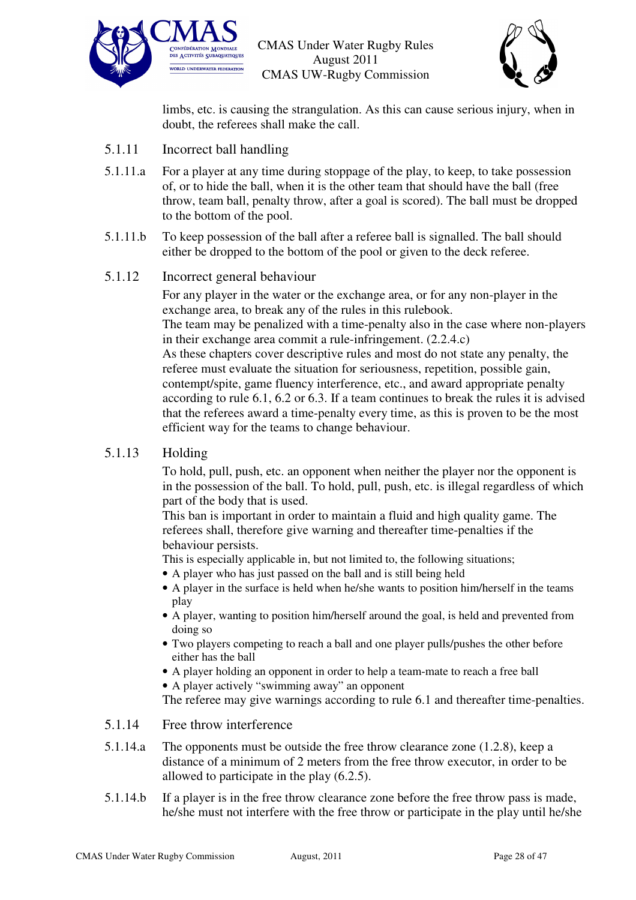limbs, etc. is causing the strangulation. As this can cause serious injury, when in doubt, the referees shall make the call.

#### 5.1.11 Incorrect ball handling

5.1.11.a For a player at any time during stoppage of the play, to keep, to take possession of, or to hide the ball, when it is the other team that should have the ball (free throw, team ball, penalty throw, after a goal is scored). The ball must be dropped to the bottom of the pool.

5.1.11.b To keep possession of the ball after a referee ball is signalled. The ball should either be dropped to the bottom of the pool or given to the deck referee.

#### 5.1.12 Incorrect general behaviour

For any player in the water or the exchange area, or for any non-player in the exchange area, to break any of the rules in this rulebook.
The team may be penalized with a time-penalty also in the case where non-players in their exchange area commit a rule-infringement. (2.2.4.c)
As these chapters cover descriptive rules and most do not state any penalty, the referee must evaluate the situation for seriousness, repetition, possible gain, contempt/spite, game fluency interference, etc., and award appropriate penalty according to rule 6.1, 6.2 or 6.3. If a team continues to break the rules it is advised that the referees award a time-penalty every time, as this is proven to be the most efficient way for the teams to change behaviour.

#### 5.1.13 Holding

To hold, pull, push, etc. an opponent when neither the player nor the opponent is in the possession of the ball. To hold, pull, push, etc. is illegal regardless of which part of the body that is used.
This ban is important in order to maintain a fluid and high quality game. The referees shall, therefore give warning and thereafter time-penalties if the behaviour persists.
This is especially applicable in, but not limited to, the following situations;

- A player who has just passed on the ball and is still being held
- A player in the surface is held when he/she wants to position him/herself in the teams play
- A player, wanting to position him/herself around the goal, is held and prevented from doing so
- Two players competing to reach a ball and one player pulls/pushes the other before either has the ball
- A player holding an opponent in order to help a team-mate to reach a free ball
- A player actively "swimming away" an opponent

The referee may give warnings according to rule 6.1 and thereafter time-penalties.

#### 5.1.14 Free throw interference

5.1.14.a The opponents must be outside the free throw clearance zone (1.2.8), keep a distance of a minimum of 2 meters from the free throw executor, in order to be allowed to participate in the play (6.2.5).

5.1.14.b If a player is in the free throw clearance zone before the free throw pass is made, he/she must not interfere with the free throw or participate in the play until he/she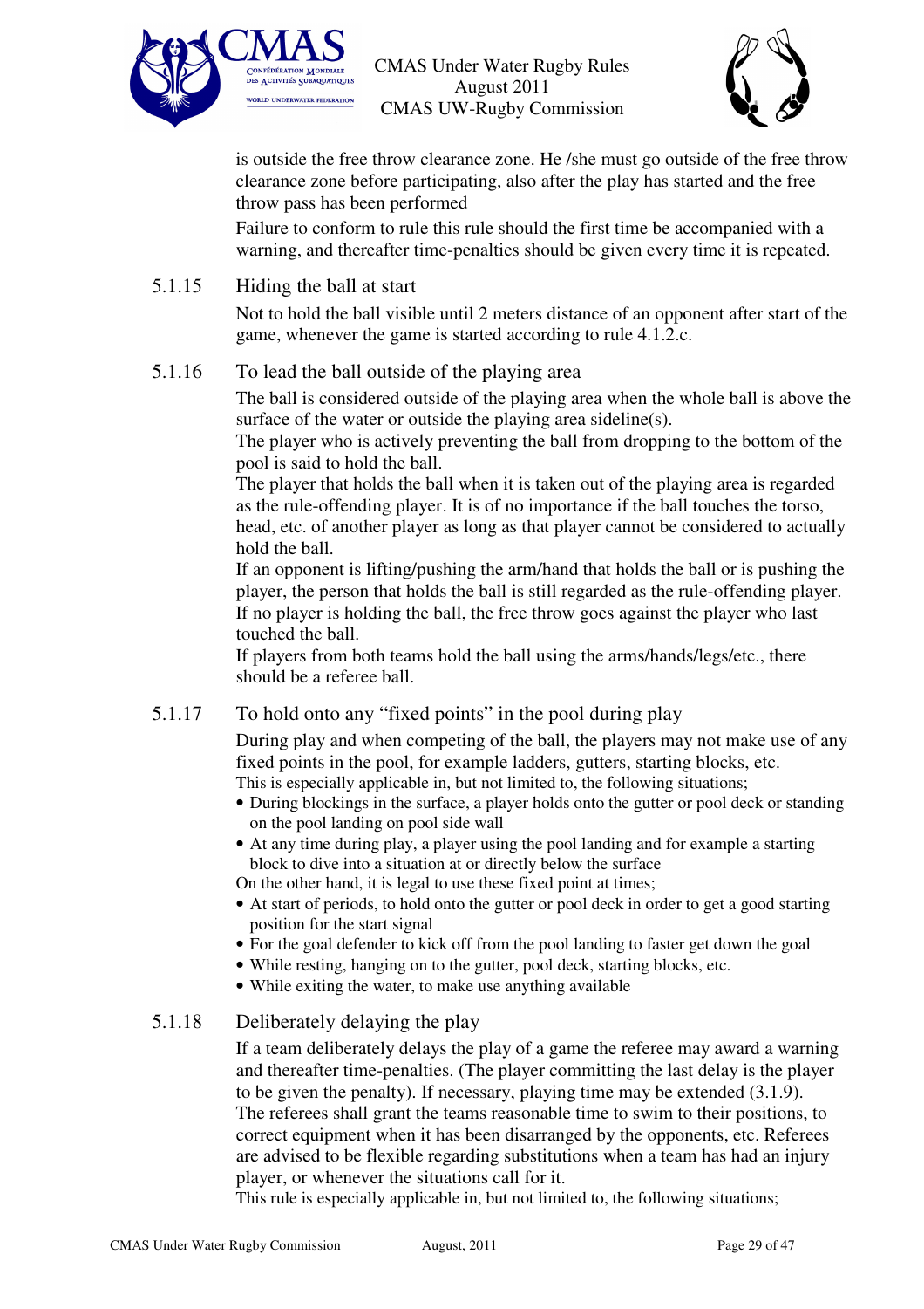is outside the free throw clearance zone. He /she must go outside of the free throw clearance zone before participating, also after the play has started and the free throw pass has been performed

Failure to conform to rule this rule should the first time be accompanied with a warning, and thereafter time-penalties should be given every time it is repeated.

### 5.1.15 Hiding the ball at start

Not to hold the ball visible until 2 meters distance of an opponent after start of the game, whenever the game is started according to rule 4.1.2.c.

### 5.1.16 To lead the ball outside of the playing area

The ball is considered outside of the playing area when the whole ball is above the surface of the water or outside the playing area sideline(s).

The player who is actively preventing the ball from dropping to the bottom of the pool is said to hold the ball.

The player that holds the ball when it is taken out of the playing area is regarded as the rule-offending player. It is of no importance if the ball touches the torso, head, etc. of another player as long as that player cannot be considered to actually hold the ball.

If an opponent is lifting/pushing the arm/hand that holds the ball or is pushing the player, the person that holds the ball is still regarded as the rule-offending player.

If no player is holding the ball, the free throw goes against the player who last touched the ball.

If players from both teams hold the ball using the arms/hands/legs/etc., there should be a referee ball.

### 5.1.17 To hold onto any "fixed points" in the pool during play

During play and when competing of the ball, the players may not make use of any fixed points in the pool, for example ladders, gutters, starting blocks, etc.

This is especially applicable in, but not limited to, the following situations;

- During blockings in the surface, a player holds onto the gutter or pool deck or standing on the pool landing on pool side wall
- At any time during play, a player using the pool landing and for example a starting block to dive into a situation at or directly below the surface

On the other hand, it is legal to use these fixed point at times;

- At start of periods, to hold onto the gutter or pool deck in order to get a good starting position for the start signal
- For the goal defender to kick off from the pool landing to faster get down the goal
- While resting, hanging on to the gutter, pool deck, starting blocks, etc.
- While exiting the water, to make use anything available

### 5.1.18 Deliberately delaying the play

If a team deliberately delays the play of a game the referee may award a warning and thereafter time-penalties. (The player committing the last delay is the player to be given the penalty). If necessary, playing time may be extended (3.1.9).

The referees shall grant the teams reasonable time to swim to their positions, to correct equipment when it has been disarranged by the opponents, etc. Referees are advised to be flexible regarding substitutions when a team has had an injury player, or whenever the situations call for it.

This rule is especially applicable in, but not limited to, the following situations;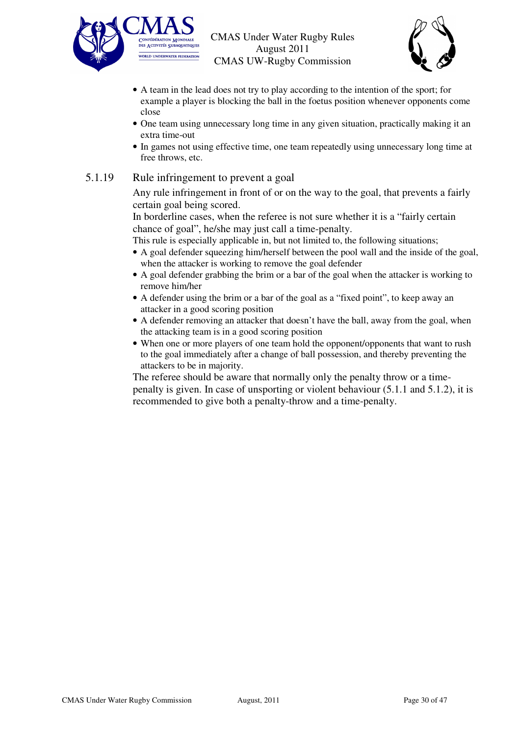- A team in the lead does not try to play according to the intention of the sport; for example a player is blocking the ball in the foetus position whenever opponents come close
- One team using unnecessary long time in any given situation, practically making it an extra time-out
- In games not using effective time, one team repeatedly using unnecessary long time at free throws, etc.

### 5.1.19 Rule infringement to prevent a goal

Any rule infringement in front of or on the way to the goal, that prevents a fairly certain goal being scored.

In borderline cases, when the referee is not sure whether it is a "fairly certain chance of goal", he/she may just call a time-penalty.

This rule is especially applicable in, but not limited to, the following situations;

- A goal defender squeezing him/herself between the pool wall and the inside of the goal, when the attacker is working to remove the goal defender
- A goal defender grabbing the brim or a bar of the goal when the attacker is working to remove him/her
- A defender using the brim or a bar of the goal as a "fixed point", to keep away an attacker in a good scoring position
- A defender removing an attacker that doesn't have the ball, away from the goal, when the attacking team is in a good scoring position
- When one or more players of one team hold the opponent/opponents that want to rush to the goal immediately after a change of ball possession, and thereby preventing the attackers to be in majority.

The referee should be aware that normally only the penalty throw or a time-penalty is given. In case of unsporting or violent behaviour (5.1.1 and 5.1.2), it is recommended to give both a penalty-throw and a time-penalty.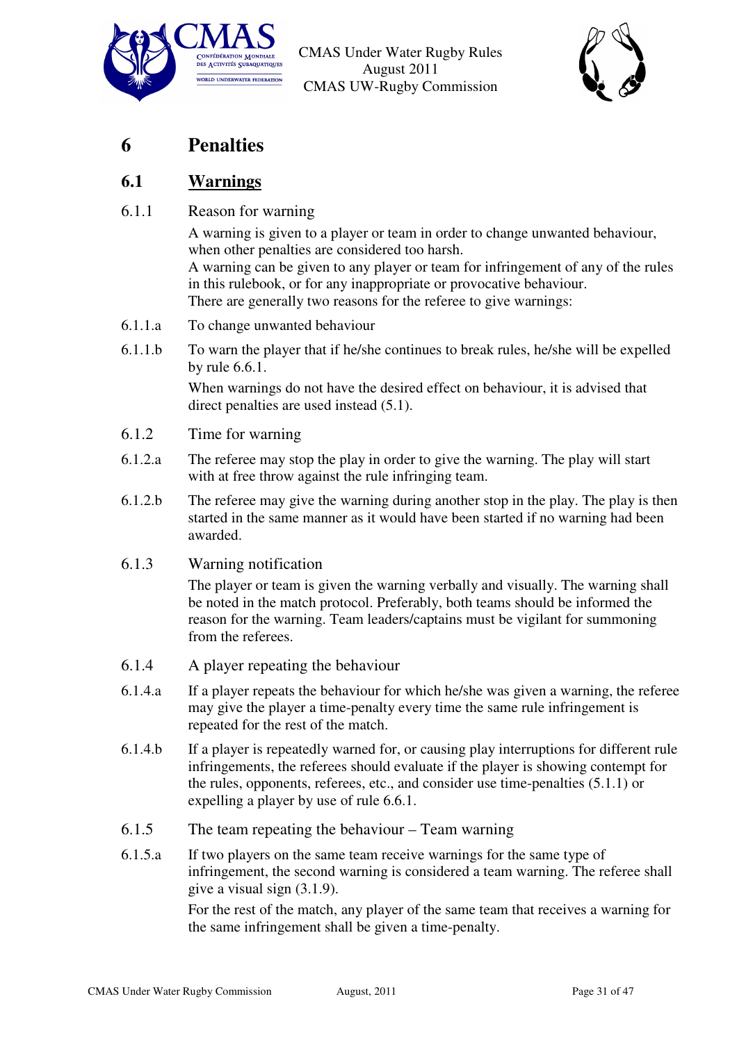# 6 Penalties

## 6.1 Warnings

### 6.1.1 Reason for warning

A warning is given to a player or team in order to change unwanted behaviour, when other penalties are considered too harsh.
A warning can be given to any player or team for infringement of any of the rules in this rulebook, or for any inappropriate or provocative behaviour.
There are generally two reasons for the referee to give warnings:

6.1.1.a To change unwanted behaviour

6.1.1.b To warn the player that if he/she continues to break rules, he/she will be expelled by rule 6.6.1.

When warnings do not have the desired effect on behaviour, it is advised that direct penalties are used instead (5.1).

### 6.1.2 Time for warning

6.1.2.a The referee may stop the play in order to give the warning. The play will start with at free throw against the rule infringing team.

6.1.2.b The referee may give the warning during another stop in the play. The play is then started in the same manner as it would have been started if no warning had been awarded.

### 6.1.3 Warning notification

The player or team is given the warning verbally and visually. The warning shall be noted in the match protocol. Preferably, both teams should be informed the reason for the warning. Team leaders/captains must be vigilant for summoning from the referees.

### 6.1.4 A player repeating the behaviour

6.1.4.a If a player repeats the behaviour for which he/she was given a warning, the referee may give the player a time-penalty every time the same rule infringement is repeated for the rest of the match.

6.1.4.b If a player is repeatedly warned for, or causing play interruptions for different rule infringements, the referees should evaluate if the player is showing contempt for the rules, opponents, referees, etc., and consider use time-penalties (5.1.1) or expelling a player by use of rule 6.6.1.

### 6.1.5 The team repeating the behaviour – Team warning

6.1.5.a If two players on the same team receive warnings for the same type of infringement, the second warning is considered a team warning. The referee shall give a visual sign (3.1.9).

For the rest of the match, any player of the same team that receives a warning for the same infringement shall be given a time-penalty.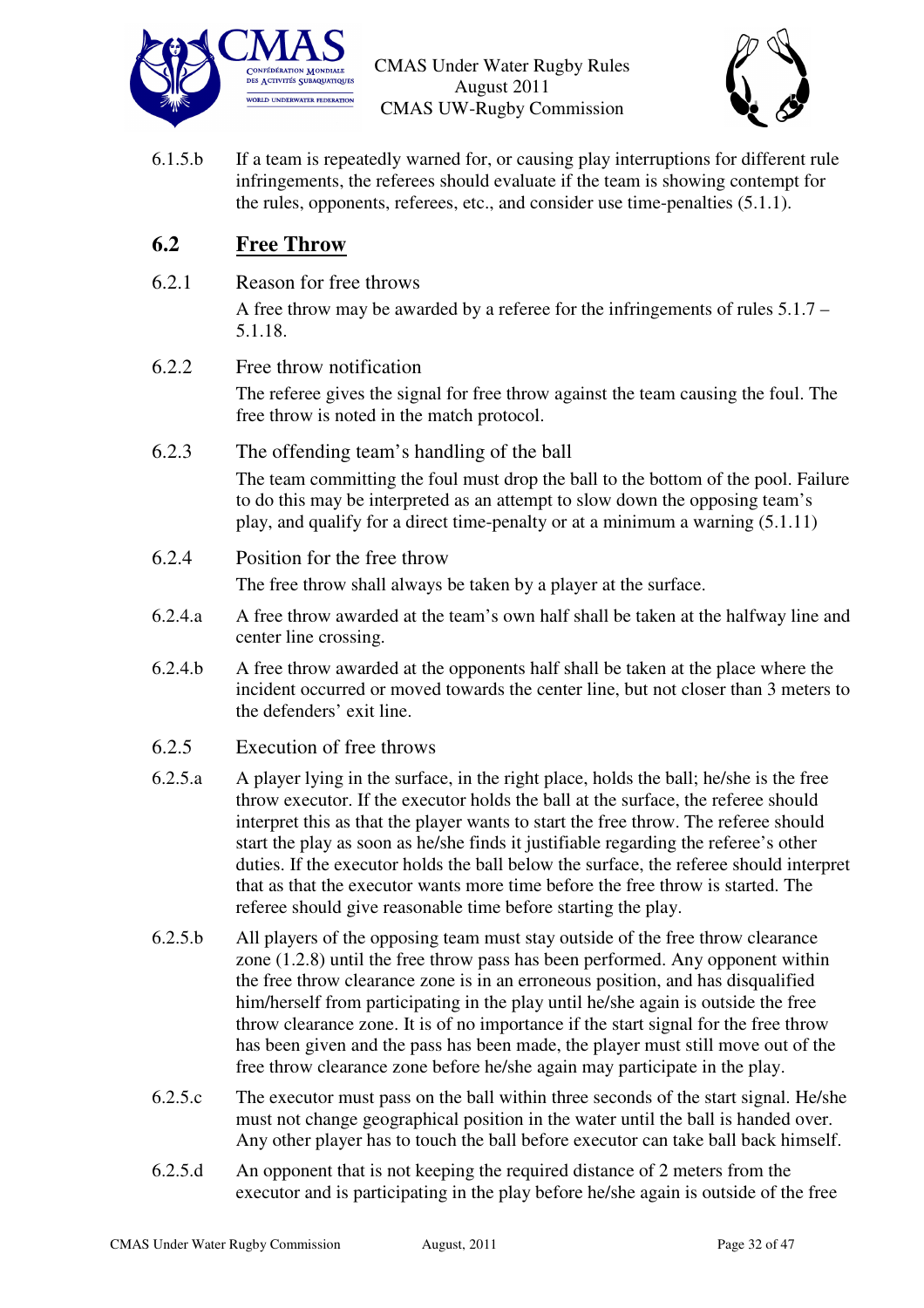6.1.5.b If a team is repeatedly warned for, or causing play interruptions for different rule infringements, the referees should evaluate if the team is showing contempt for the rules, opponents, referees, etc., and consider use time-penalties (5.1.1).

## 6.2 Free Throw

6.2.1 Reason for free throws

A free throw may be awarded by a referee for the infringements of rules 5.1.7 – 5.1.18.

6.2.2 Free throw notification

The referee gives the signal for free throw against the team causing the foul. The free throw is noted in the match protocol.

6.2.3 The offending team's handling of the ball

The team committing the foul must drop the ball to the bottom of the pool. Failure to do this may be interpreted as an attempt to slow down the opposing team's play, and qualify for a direct time-penalty or at a minimum a warning (5.1.11)

6.2.4 Position for the free throw

The free throw shall always be taken by a player at the surface.

6.2.4.a A free throw awarded at the team's own half shall be taken at the halfway line and center line crossing.

6.2.4.b A free throw awarded at the opponents half shall be taken at the place where the incident occurred or moved towards the center line, but not closer than 3 meters to the defenders' exit line.

6.2.5 Execution of free throws

6.2.5.a A player lying in the surface, in the right place, holds the ball; he/she is the free throw executor. If the executor holds the ball at the surface, the referee should interpret this as that the player wants to start the free throw. The referee should start the play as soon as he/she finds it justifiable regarding the referee's other duties. If the executor holds the ball below the surface, the referee should interpret that as that the executor wants more time before the free throw is started. The referee should give reasonable time before starting the play.

6.2.5.b All players of the opposing team must stay outside of the free throw clearance zone (1.2.8) until the free throw pass has been performed. Any opponent within the free throw clearance zone is in an erroneous position, and has disqualified him/herself from participating in the play until he/she again is outside the free throw clearance zone. It is of no importance if the start signal for the free throw has been given and the pass has been made, the player must still move out of the free throw clearance zone before he/she again may participate in the play.

6.2.5.c The executor must pass on the ball within three seconds of the start signal. He/she must not change geographical position in the water until the ball is handed over. Any other player has to touch the ball before executor can take ball back himself.

6.2.5.d An opponent that is not keeping the required distance of 2 meters from the executor and is participating in the play before he/she again is outside of the free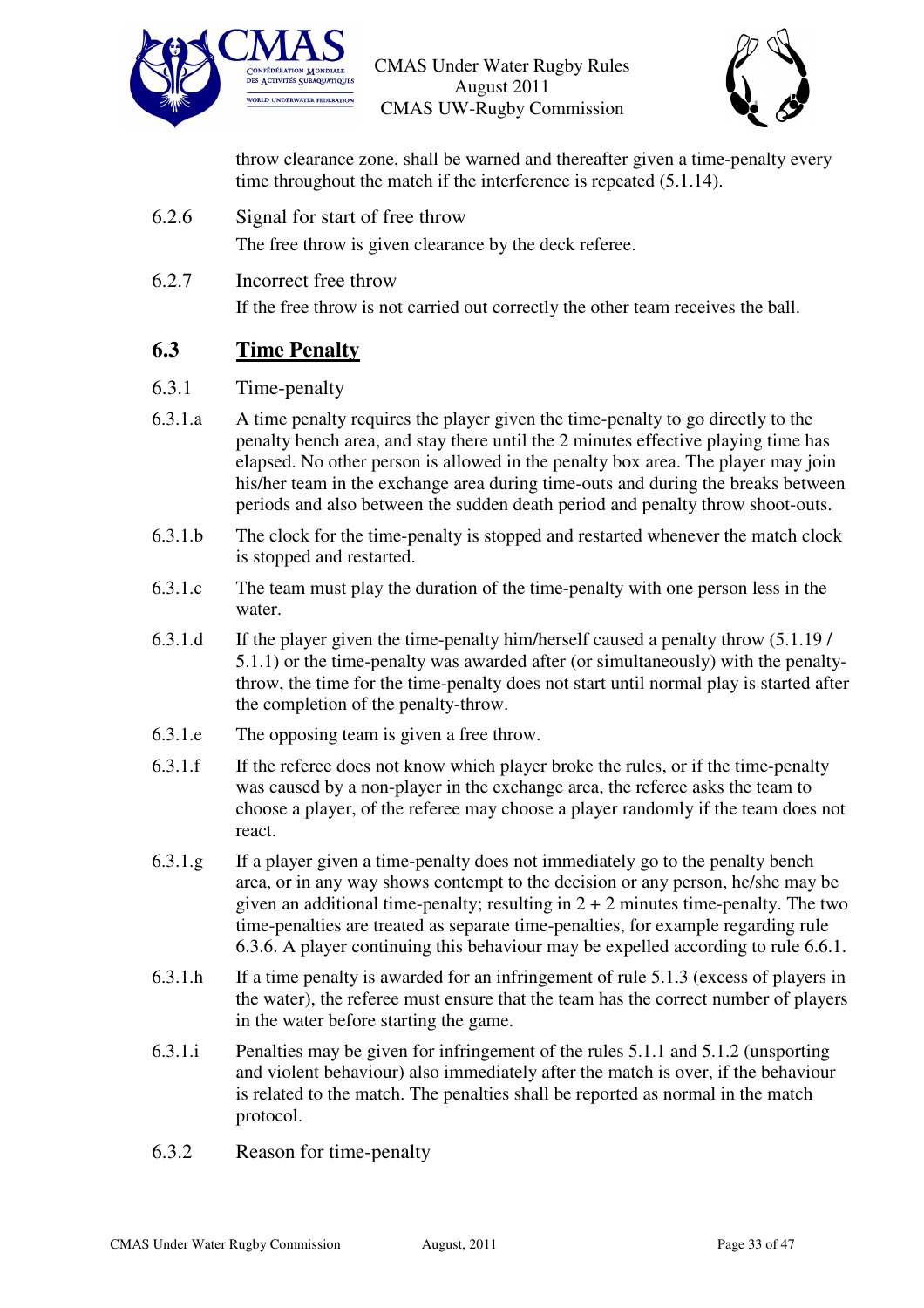throw clearance zone, shall be warned and thereafter given a time-penalty every time throughout the match if the interference is repeated (5.1.14).

6.2.6 Signal for start of free throw

The free throw is given clearance by the deck referee.

6.2.7 Incorrect free throw

If the free throw is not carried out correctly the other team receives the ball.

## 6.3 Time Penalty

6.3.1 Time-penalty

6.3.1.a A time penalty requires the player given the time-penalty to go directly to the penalty bench area, and stay there until the 2 minutes effective playing time has elapsed. No other person is allowed in the penalty box area. The player may join his/her team in the exchange area during time-outs and during the breaks between periods and also between the sudden death period and penalty throw shoot-outs.

6.3.1.b The clock for the time-penalty is stopped and restarted whenever the match clock is stopped and restarted.

6.3.1.c The team must play the duration of the time-penalty with one person less in the water.

6.3.1.d If the player given the time-penalty him/herself caused a penalty throw (5.1.19 / 5.1.1) or the time-penalty was awarded after (or simultaneously) with the penalty-throw, the time for the time-penalty does not start until normal play is started after the completion of the penalty-throw.

6.3.1.e The opposing team is given a free throw.

6.3.1.f If the referee does not know which player broke the rules, or if the time-penalty was caused by a non-player in the exchange area, the referee asks the team to choose a player, of the referee may choose a player randomly if the team does not react.

6.3.1.g If a player given a time-penalty does not immediately go to the penalty bench area, or in any way shows contempt to the decision or any person, he/she may be given an additional time-penalty; resulting in 2 + 2 minutes time-penalty. The two time-penalties are treated as separate time-penalties, for example regarding rule 6.3.6. A player continuing this behaviour may be expelled according to rule 6.6.1.

6.3.1.h If a time penalty is awarded for an infringement of rule 5.1.3 (excess of players in the water), the referee must ensure that the team has the correct number of players in the water before starting the game.

6.3.1.i Penalties may be given for infringement of the rules 5.1.1 and 5.1.2 (unsporting and violent behaviour) also immediately after the match is over, if the behaviour is related to the match. The penalties shall be reported as normal in the match protocol.

6.3.2 Reason for time-penalty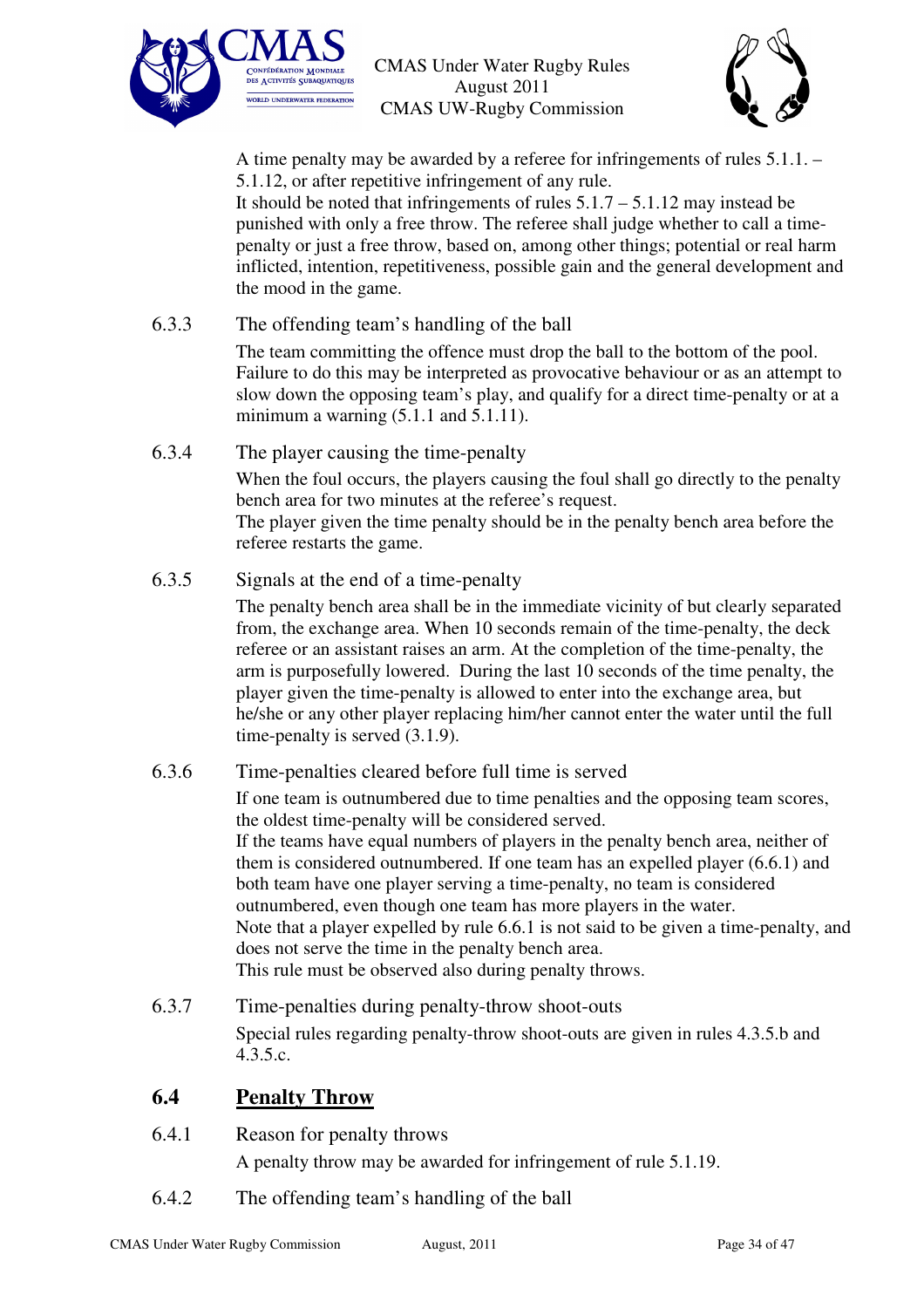A time penalty may be awarded by a referee for infringements of rules 5.1.1. – 5.1.12, or after repetitive infringement of any rule.
It should be noted that infringements of rules 5.1.7 – 5.1.12 may instead be punished with only a free throw. The referee shall judge whether to call a time-penalty or just a free throw, based on, among other things; potential or real harm inflicted, intention, repetitiveness, possible gain and the general development and the mood in the game.

6.3.3 The offending team's handling of the ball

The team committing the offence must drop the ball to the bottom of the pool. Failure to do this may be interpreted as provocative behaviour or as an attempt to slow down the opposing team's play, and qualify for a direct time-penalty or at a minimum a warning (5.1.1 and 5.1.11).

6.3.4 The player causing the time-penalty

When the foul occurs, the players causing the foul shall go directly to the penalty bench area for two minutes at the referee's request.
The player given the time penalty should be in the penalty bench area before the referee restarts the game.

6.3.5 Signals at the end of a time-penalty

The penalty bench area shall be in the immediate vicinity of but clearly separated from, the exchange area. When 10 seconds remain of the time-penalty, the deck referee or an assistant raises an arm. At the completion of the time-penalty, the arm is purposefully lowered. During the last 10 seconds of the time penalty, the player given the time-penalty is allowed to enter into the exchange area, but he/she or any other player replacing him/her cannot enter the water until the full time-penalty is served (3.1.9).

6.3.6 Time-penalties cleared before full time is served

If one team is outnumbered due to time penalties and the opposing team scores, the oldest time-penalty will be considered served.
If the teams have equal numbers of players in the penalty bench area, neither of them is considered outnumbered. If one team has an expelled player (6.6.1) and both team have one player serving a time-penalty, no team is considered outnumbered, even though one team has more players in the water.
Note that a player expelled by rule 6.6.1 is not said to be given a time-penalty, and does not serve the time in the penalty bench area.
This rule must be observed also during penalty throws.

6.3.7 Time-penalties during penalty-throw shoot-outs

Special rules regarding penalty-throw shoot-outs are given in rules 4.3.5.b and 4.3.5.c.

## 6.4 Penalty Throw

6.4.1 Reason for penalty throws

A penalty throw may be awarded for infringement of rule 5.1.19.

6.4.2 The offending team's handling of the ball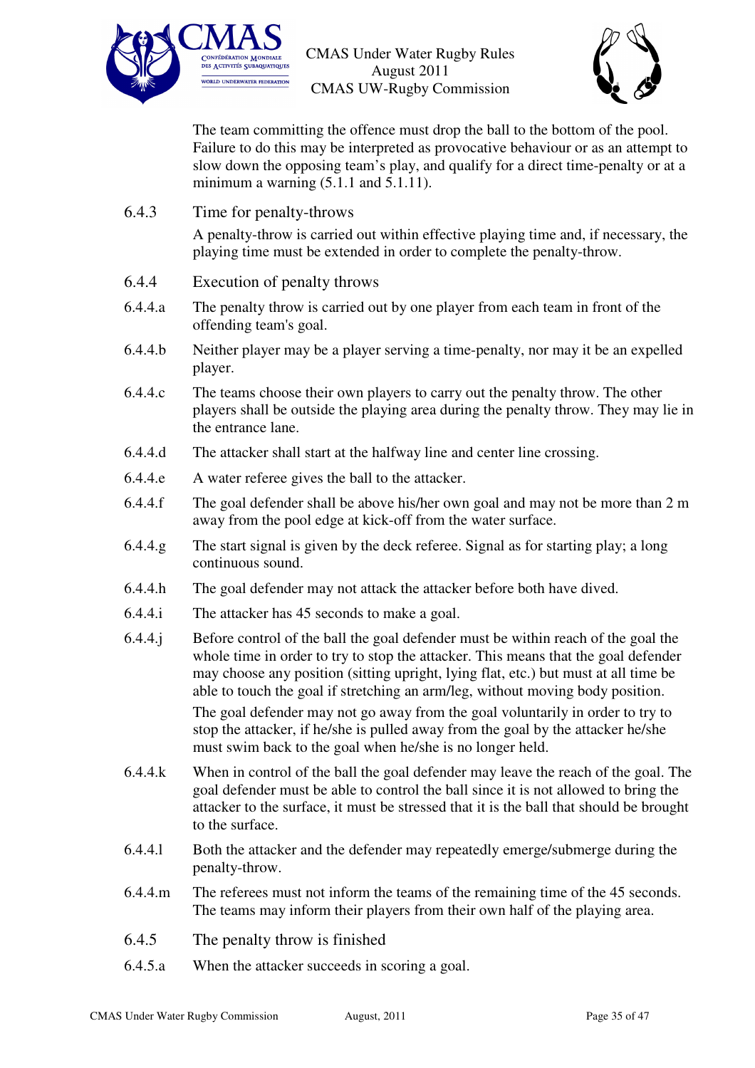The team committing the offence must drop the ball to the bottom of the pool. Failure to do this may be interpreted as provocative behaviour or as an attempt to slow down the opposing team's play, and qualify for a direct time-penalty or at a minimum a warning (5.1.1 and 5.1.11).

### 6.4.3 Time for penalty-throws

A penalty-throw is carried out within effective playing time and, if necessary, the playing time must be extended in order to complete the penalty-throw.

### 6.4.4 Execution of penalty throws

6.4.4.a The penalty throw is carried out by one player from each team in front of the offending team's goal.

6.4.4.b Neither player may be a player serving a time-penalty, nor may it be an expelled player.

6.4.4.c The teams choose their own players to carry out the penalty throw. The other players shall be outside the playing area during the penalty throw. They may lie in the entrance lane.

6.4.4.d The attacker shall start at the halfway line and center line crossing.

6.4.4.e A water referee gives the ball to the attacker.

6.4.4.f The goal defender shall be above his/her own goal and may not be more than 2 m away from the pool edge at kick-off from the water surface.

6.4.4.g The start signal is given by the deck referee. Signal as for starting play; a long continuous sound.

6.4.4.h The goal defender may not attack the attacker before both have dived.

6.4.4.i The attacker has 45 seconds to make a goal.

6.4.4.j Before control of the ball the goal defender must be within reach of the goal the whole time in order to try to stop the attacker. This means that the goal defender may choose any position (sitting upright, lying flat, etc.) but must at all time be able to touch the goal if stretching an arm/leg, without moving body position.

The goal defender may not go away from the goal voluntarily in order to try to stop the attacker, if he/she is pulled away from the goal by the attacker he/she must swim back to the goal when he/she is no longer held.

6.4.4.k When in control of the ball the goal defender may leave the reach of the goal. The goal defender must be able to control the ball since it is not allowed to bring the attacker to the surface, it must be stressed that it is the ball that should be brought to the surface.

6.4.4.l Both the attacker and the defender may repeatedly emerge/submerge during the penalty-throw.

6.4.4.m The referees must not inform the teams of the remaining time of the 45 seconds. The teams may inform their players from their own half of the playing area.

### 6.4.5 The penalty throw is finished

6.4.5.a When the attacker succeeds in scoring a goal.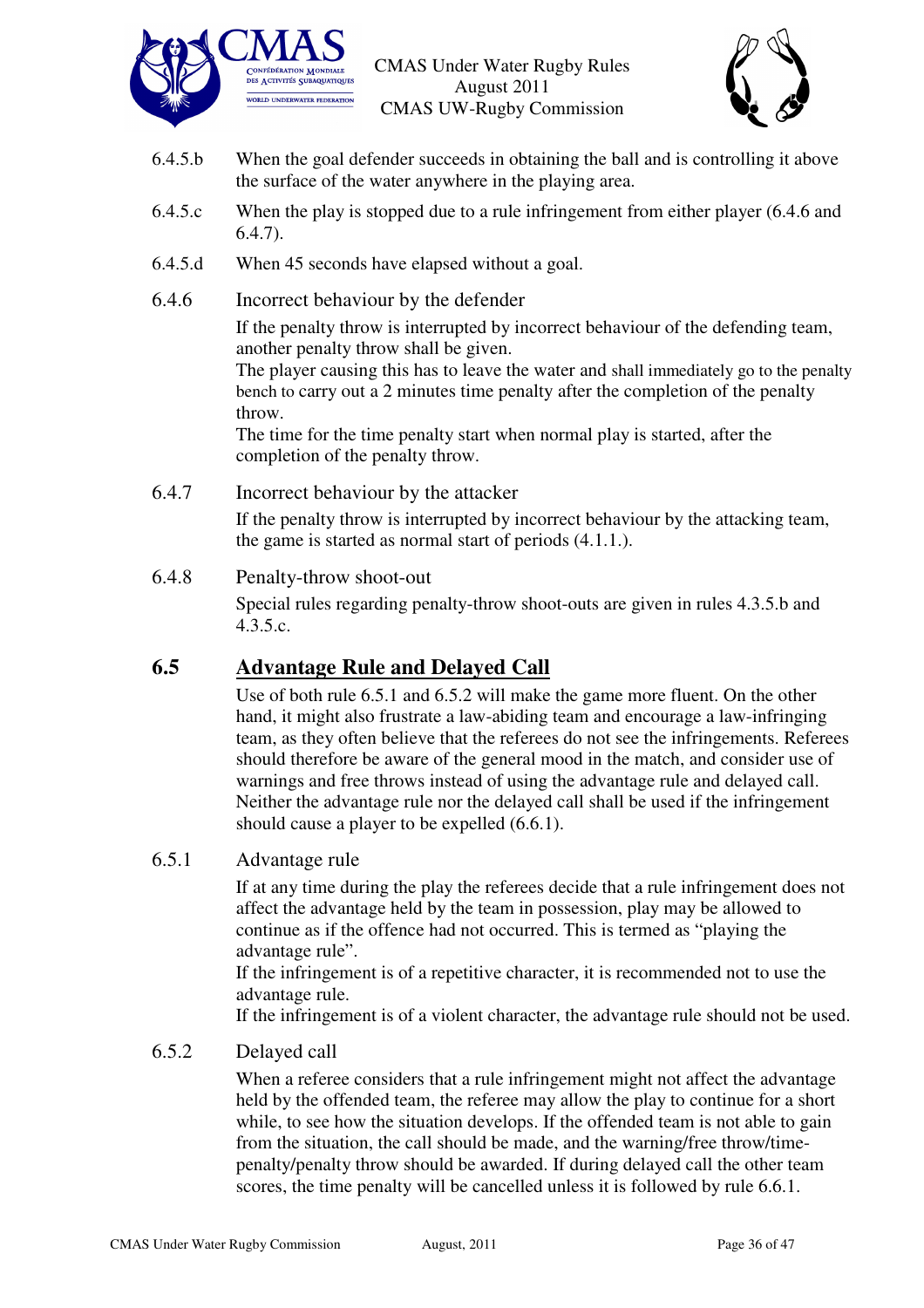6.4.5.b When the goal defender succeeds in obtaining the ball and is controlling it above the surface of the water anywhere in the playing area.

6.4.5.c When the play is stopped due to a rule infringement from either player (6.4.6 and 6.4.7).

6.4.5.d When 45 seconds have elapsed without a goal.

6.4.6 Incorrect behaviour by the defender

If the penalty throw is interrupted by incorrect behaviour of the defending team, another penalty throw shall be given.
The player causing this has to leave the water and shall immediately go to the penalty bench to carry out a 2 minutes time penalty after the completion of the penalty throw.
The time for the time penalty start when normal play is started, after the completion of the penalty throw.

6.4.7 Incorrect behaviour by the attacker

If the penalty throw is interrupted by incorrect behaviour by the attacking team, the game is started as normal start of periods (4.1.1.).

6.4.8 Penalty-throw shoot-out

Special rules regarding penalty-throw shoot-outs are given in rules 4.3.5.b and 4.3.5.c.

## 6.5 Advantage Rule and Delayed Call

Use of both rule 6.5.1 and 6.5.2 will make the game more fluent. On the other hand, it might also frustrate a law-abiding team and encourage a law-infringing team, as they often believe that the referees do not see the infringements. Referees should therefore be aware of the general mood in the match, and consider use of warnings and free throws instead of using the advantage rule and delayed call. Neither the advantage rule nor the delayed call shall be used if the infringement should cause a player to be expelled (6.6.1).

6.5.1 Advantage rule

If at any time during the play the referees decide that a rule infringement does not affect the advantage held by the team in possession, play may be allowed to continue as if the offence had not occurred. This is termed as "playing the advantage rule".
If the infringement is of a repetitive character, it is recommended not to use the advantage rule.
If the infringement is of a violent character, the advantage rule should not be used.

6.5.2 Delayed call

When a referee considers that a rule infringement might not affect the advantage held by the offended team, the referee may allow the play to continue for a short while, to see how the situation develops. If the offended team is not able to gain from the situation, the call should be made, and the warning/free throw/time-penalty/penalty throw should be awarded. If during delayed call the other team scores, the time penalty will be cancelled unless it is followed by rule 6.6.1.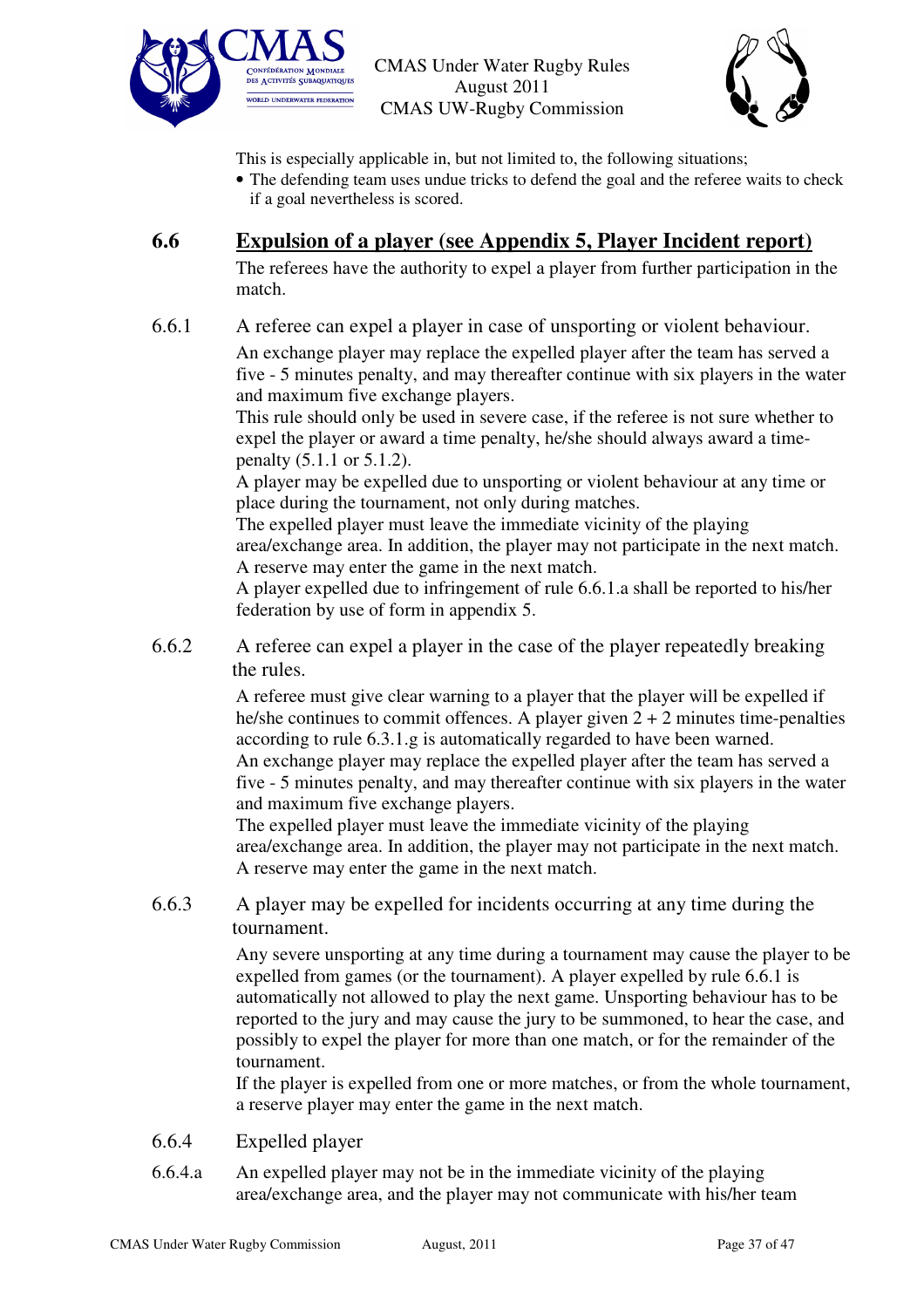This is especially applicable in, but not limited to, the following situations;

- The defending team uses undue tricks to defend the goal and the referee waits to check if a goal nevertheless is scored.

## 6.6 Expulsion of a player (see Appendix 5, Player Incident report)

The referees have the authority to expel a player from further participation in the match.

6.6.1 A referee can expel a player in case of unsporting or violent behaviour.

An exchange player may replace the expelled player after the team has served a five - 5 minutes penalty, and may thereafter continue with six players in the water and maximum five exchange players.
This rule should only be used in severe case, if the referee is not sure whether to expel the player or award a time penalty, he/she should always award a time-penalty (5.1.1 or 5.1.2).
A player may be expelled due to unsporting or violent behaviour at any time or place during the tournament, not only during matches.
The expelled player must leave the immediate vicinity of the playing area/exchange area. In addition, the player may not participate in the next match. A reserve may enter the game in the next match.
A player expelled due to infringement of rule 6.6.1.a shall be reported to his/her federation by use of form in appendix 5.

6.6.2 A referee can expel a player in the case of the player repeatedly breaking the rules.

A referee must give clear warning to a player that the player will be expelled if he/she continues to commit offences. A player given 2 + 2 minutes time-penalties according to rule 6.3.1.g is automatically regarded to have been warned.
An exchange player may replace the expelled player after the team has served a five - 5 minutes penalty, and may thereafter continue with six players in the water and maximum five exchange players.
The expelled player must leave the immediate vicinity of the playing area/exchange area. In addition, the player may not participate in the next match. A reserve may enter the game in the next match.

6.6.3 A player may be expelled for incidents occurring at any time during the tournament.

Any severe unsporting at any time during a tournament may cause the player to be expelled from games (or the tournament). A player expelled by rule 6.6.1 is automatically not allowed to play the next game. Unsporting behaviour has to be reported to the jury and may cause the jury to be summoned, to hear the case, and possibly to expel the player for more than one match, or for the remainder of the tournament.
If the player is expelled from one or more matches, or from the whole tournament, a reserve player may enter the game in the next match.

6.6.4 Expelled player

6.6.4.a An expelled player may not be in the immediate vicinity of the playing area/exchange area, and the player may not communicate with his/her team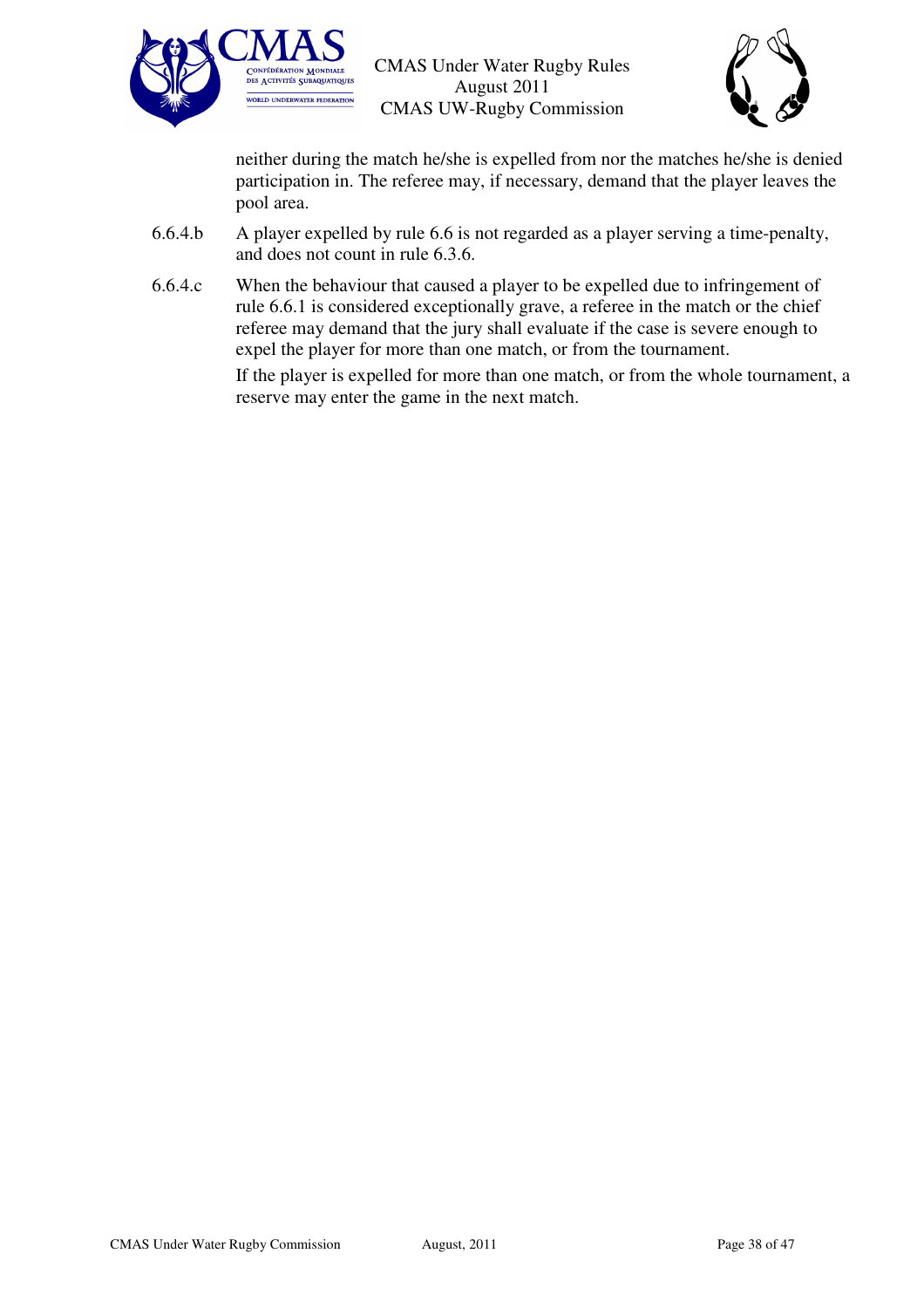neither during the match he/she is expelled from nor the matches he/she is denied participation in. The referee may, if necessary, demand that the player leaves the pool area.

6.6.4.b A player expelled by rule 6.6 is not regarded as a player serving a time-penalty, and does not count in rule 6.3.6.

6.6.4.c When the behaviour that caused a player to be expelled due to infringement of rule 6.6.1 is considered exceptionally grave, a referee in the match or the chief referee may demand that the jury shall evaluate if the case is severe enough to expel the player for more than one match, or from the tournament.

If the player is expelled for more than one match, or from the whole tournament, a reserve may enter the game in the next match.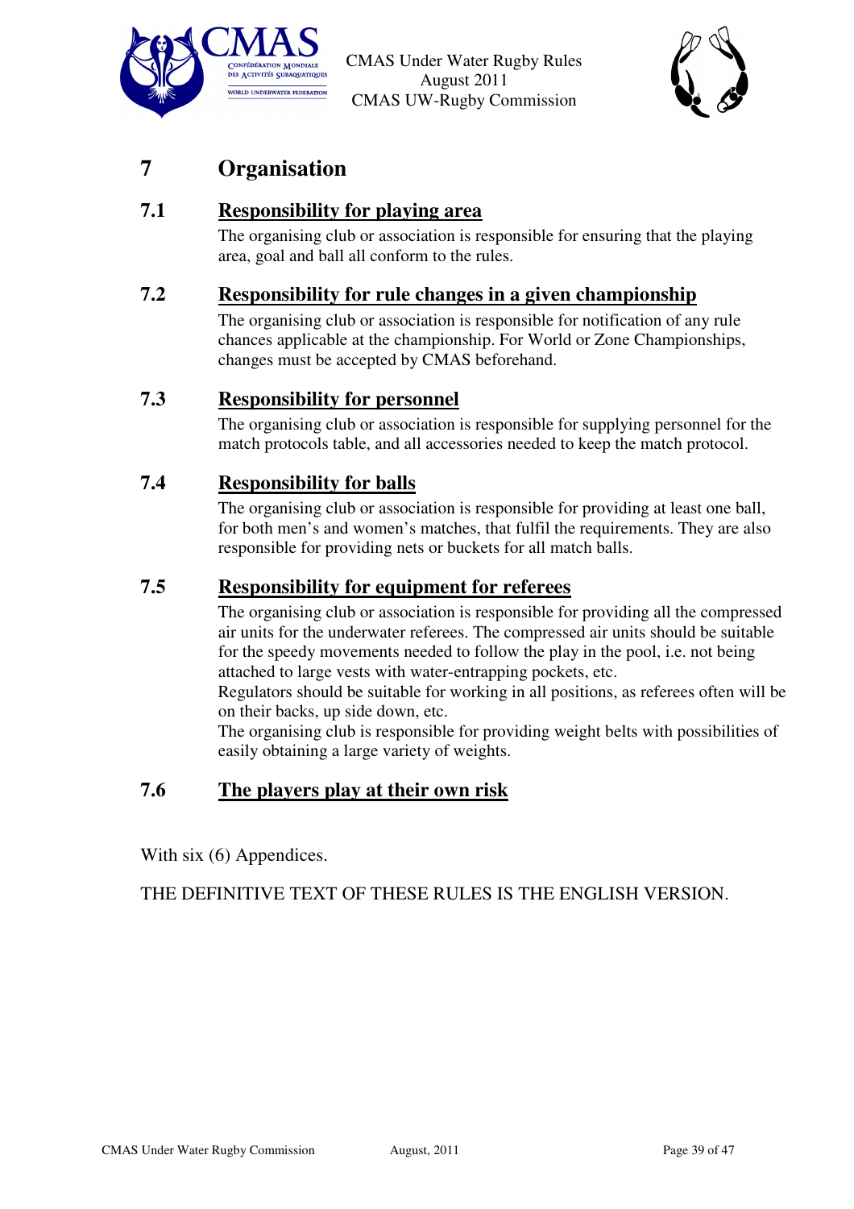# 7 Organisation

## 7.1 Responsibility for playing area

The organising club or association is responsible for ensuring that the playing area, goal and ball all conform to the rules.

## 7.2 Responsibility for rule changes in a given championship

The organising club or association is responsible for notification of any rule chances applicable at the championship. For World or Zone Championships, changes must be accepted by CMAS beforehand.

## 7.3 Responsibility for personnel

The organising club or association is responsible for supplying personnel for the match protocols table, and all accessories needed to keep the match protocol.

## 7.4 Responsibility for balls

The organising club or association is responsible for providing at least one ball, for both men's and women's matches, that fulfil the requirements. They are also responsible for providing nets or buckets for all match balls.

## 7.5 Responsibility for equipment for referees

The organising club or association is responsible for providing all the compressed air units for the underwater referees. The compressed air units should be suitable for the speedy movements needed to follow the play in the pool, i.e. not being attached to large vests with water-entrapping pockets, etc.

Regulators should be suitable for working in all positions, as referees often will be on their backs, up side down, etc.

The organising club is responsible for providing weight belts with possibilities of easily obtaining a large variety of weights.

## 7.6 The players play at their own risk

With six (6) Appendices.

THE DEFINITIVE TEXT OF THESE RULES IS THE ENGLISH VERSION.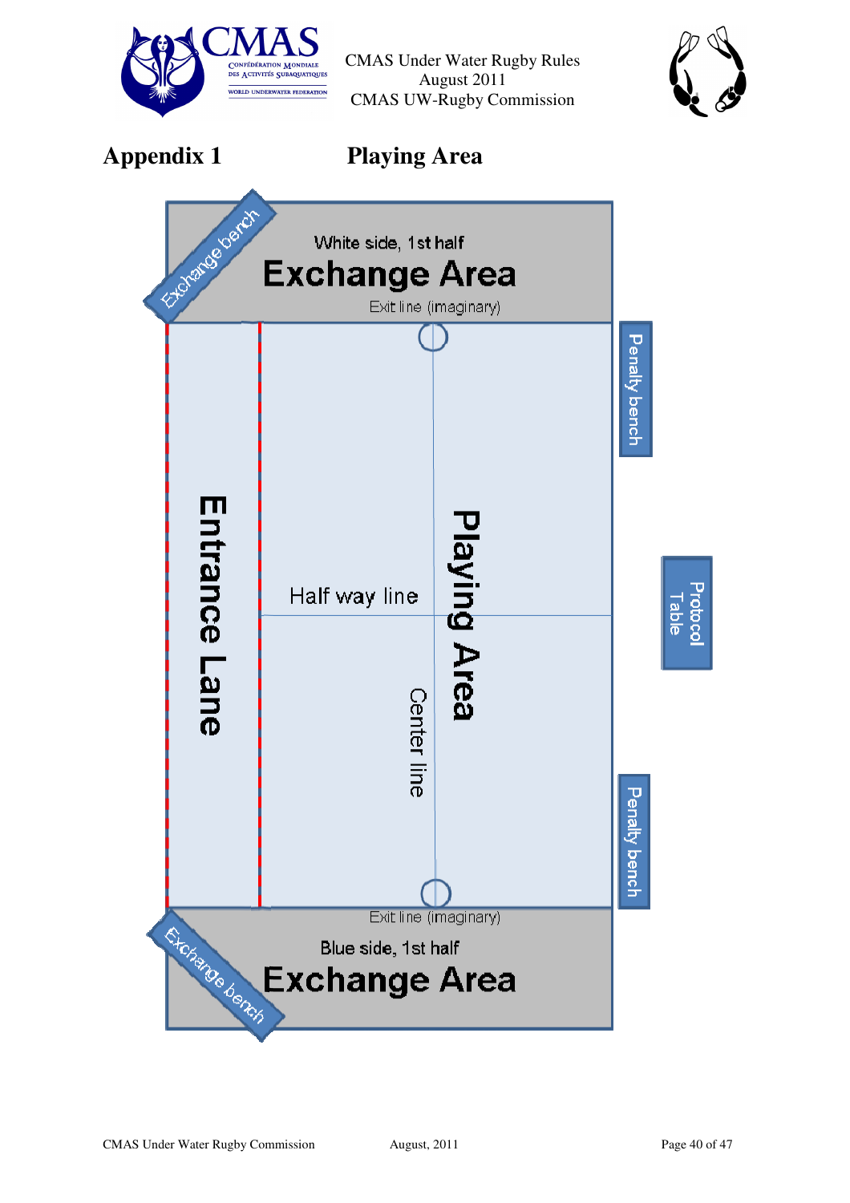# Appendix 1 Playing Area

Exchange bench

White side, 1st half

Exchange Area

Exit line (imaginary)

Penalty bench

Entrance Lane

Half way line

Playing Area

Center line

Protocol Table

Penalty bench

Exit line (imaginary)

Blue side, 1st half

Exchange Area

Exchange bench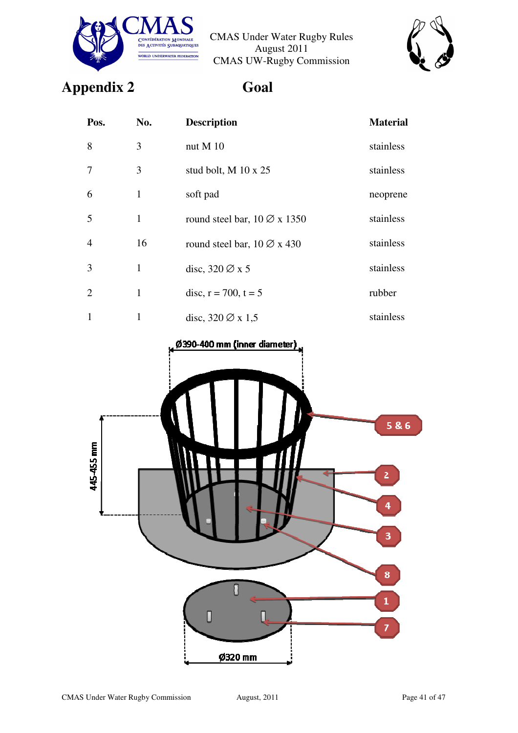# Appendix 2

## Goal

| Pos. | No. | Description | Material |
|---|---|---|---|
| 8 | 3 | nut M 10 | stainless |
| 7 | 3 | stud bolt, M 10 x 25 | stainless |
| 6 | 1 | soft pad | neoprene |
| 5 | 1 | round steel bar, 10 ∅ x 1350 | stainless |
| 4 | 16 | round steel bar, 10 ∅ x 430 | stainless |
| 3 | 1 | disc, 320 ∅ x 5 | stainless |
| 2 | 1 | disc, r = 700, t = 5 | rubber |
| 1 | 1 | disc, 320 ∅ x 1,5 | stainless |

Ø390-400 mm (inner diameter)

445-455 mm

5 & 6

2

4

3

8

1

7

Ø320 mm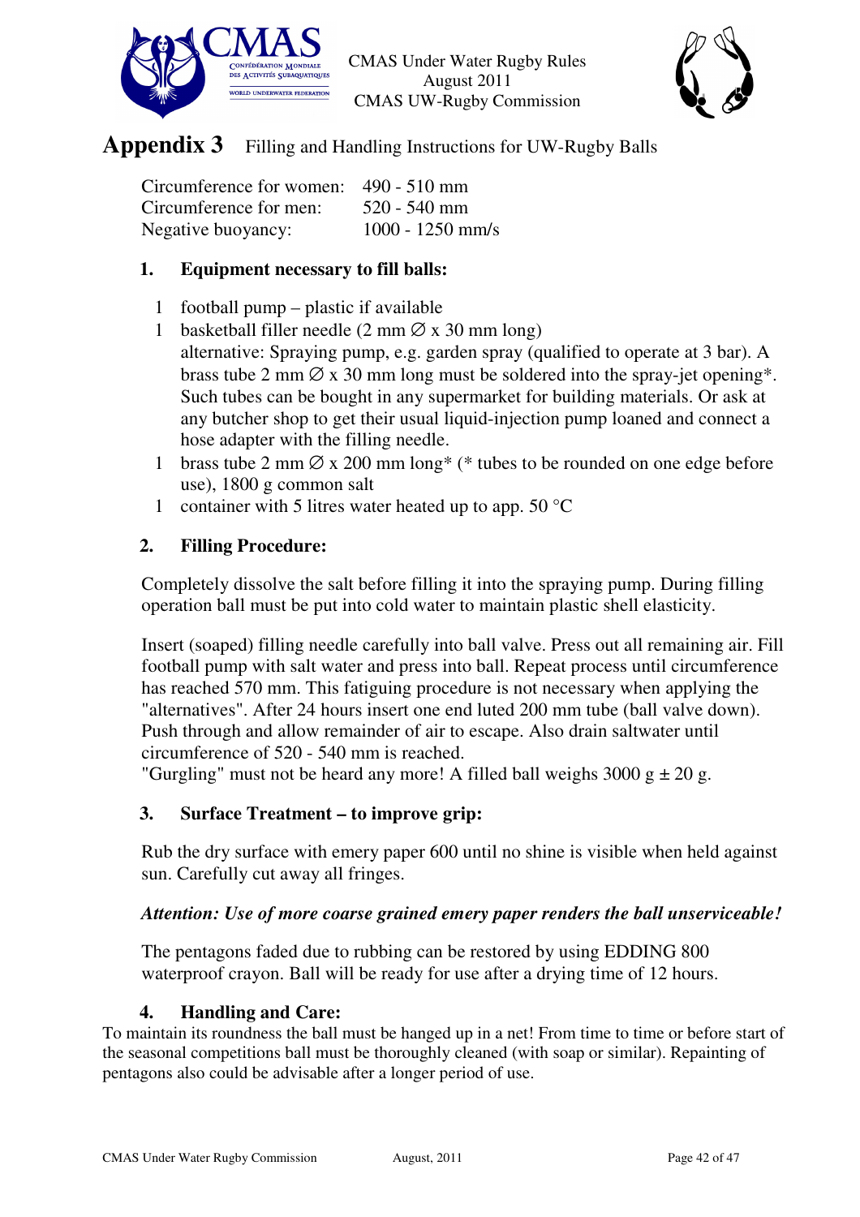# Appendix 3 Filling and Handling Instructions for UW-Rugby Balls

| | |
|---|---|
| Circumference for women: | 490 - 510 mm |
| Circumference for men: | 520 - 540 mm |
| Negative buoyancy: | 1000 - 1250 mm/s |

## 1. Equipment necessary to fill balls:

1 football pump – plastic if available

1 basketball filler needle (2 mm ∅ x 30 mm long)
alternative: Spraying pump, e.g. garden spray (qualified to operate at 3 bar). A brass tube 2 mm ∅ x 30 mm long must be soldered into the spray-jet opening*. Such tubes can be bought in any supermarket for building materials. Or ask at any butcher shop to get their usual liquid-injection pump loaned and connect a hose adapter with the filling needle.

1 brass tube 2 mm ∅ x 200 mm long* (* tubes to be rounded on one edge before use), 1800 g common salt

1 container with 5 litres water heated up to app. 50 °C

## 2. Filling Procedure:

Completely dissolve the salt before filling it into the spraying pump. During filling operation ball must be put into cold water to maintain plastic shell elasticity.

Insert (soaped) filling needle carefully into ball valve. Press out all remaining air. Fill football pump with salt water and press into ball. Repeat process until circumference has reached 570 mm. This fatiguing procedure is not necessary when applying the "alternatives". After 24 hours insert one end luted 200 mm tube (ball valve down). Push through and allow remainder of air to escape. Also drain saltwater until circumference of 520 - 540 mm is reached.
"Gurgling" must not be heard any more! A filled ball weighs 3000 g ± 20 g.

## 3. Surface Treatment – to improve grip:

Rub the dry surface with emery paper 600 until no shine is visible when held against sun. Carefully cut away all fringes.

***Attention: Use of more coarse grained emery paper renders the ball unserviceable!***

The pentagons faded due to rubbing can be restored by using EDDING 800 waterproof crayon. Ball will be ready for use after a drying time of 12 hours.

## 4. Handling and Care:

To maintain its roundness the ball must be hanged up in a net! From time to time or before start of the seasonal competitions ball must be thoroughly cleaned (with soap or similar). Repainting of pentagons also could be advisable after a longer period of use.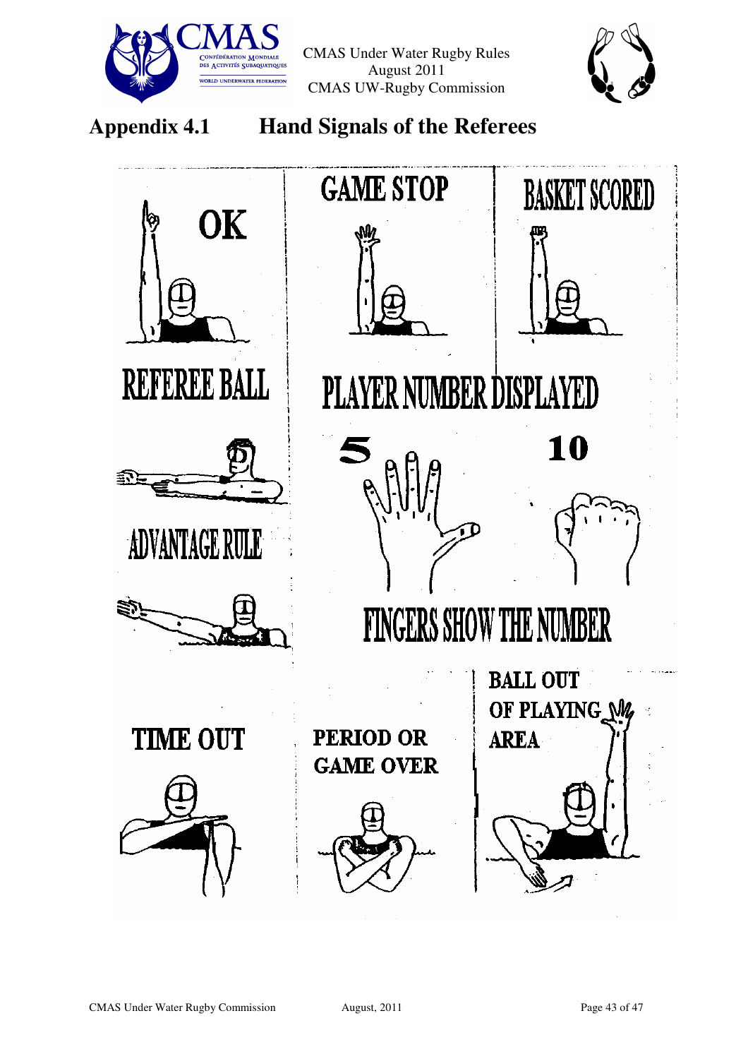## Appendix 4.1 Hand Signals of the Referees

OK

GAME STOP

BASKET SCORED

REFEREE BALL

PLAYER NUMBER DISPLAYED

5

10

ADVANTAGE RULE

FINGERS SHOW THE NUMBER

TIME OUT

PERIOD OR GAME OVER

BALL OUT OF PLAYING AREA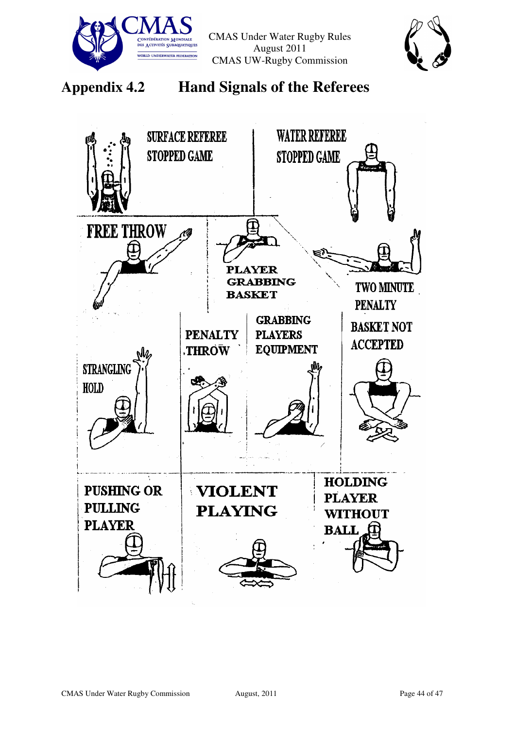## Appendix 4.2 Hand Signals of the Referees

SURFACE REFEREE STOPPED GAME

WATER REFEREE STOPPED GAME

FREE THROW

PLAYER GRABBING BASKET

TWO MINUTE PENALTY

PENALTY THROW

GRABBING PLAYERS EQUIPMENT

BASKET NOT ACCEPTED

STRANGLING HOLD

PUSHING OR PULLING PLAYER

VIOLENT PLAYING

HOLDING PLAYER WITHOUT BALL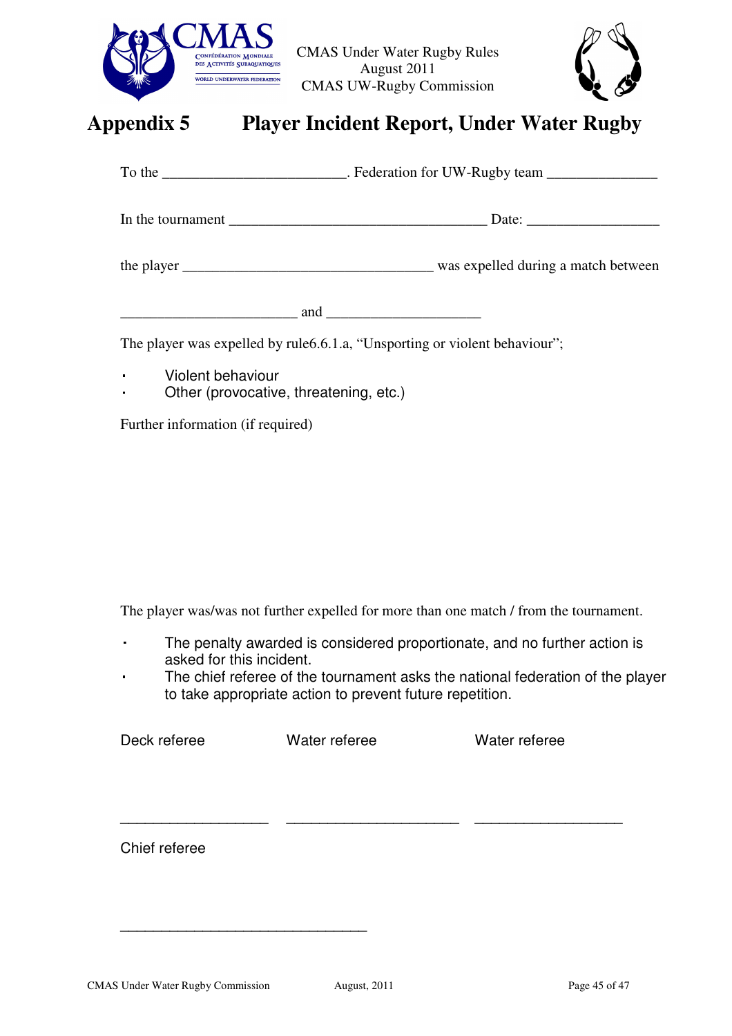# Appendix 5 Player Incident Report, Under Water Rugby

To the ________________________. Federation for UW-Rugby team ______________

In the tournament __________________________________ Date: _________________

the player ________________________________ was expelled during a match between

_______________________ and ____________________

The player was expelled by rule6.6.1.a, "Unsporting or violent behaviour";

- Violent behaviour
- Other (provocative, threatening, etc.)

Further information (if required)

The player was/was not further expelled for more than one match / from the tournament.

- The penalty awarded is considered proportionate, and no further action is asked for this incident.
- The chief referee of the tournament asks the national federation of the player to take appropriate action to prevent future repetition.

| Deck referee | Water referee | Water referee |
|---|---|---|
| ___________________ | ______________________ | ___________________ |

Chief referee

________________________________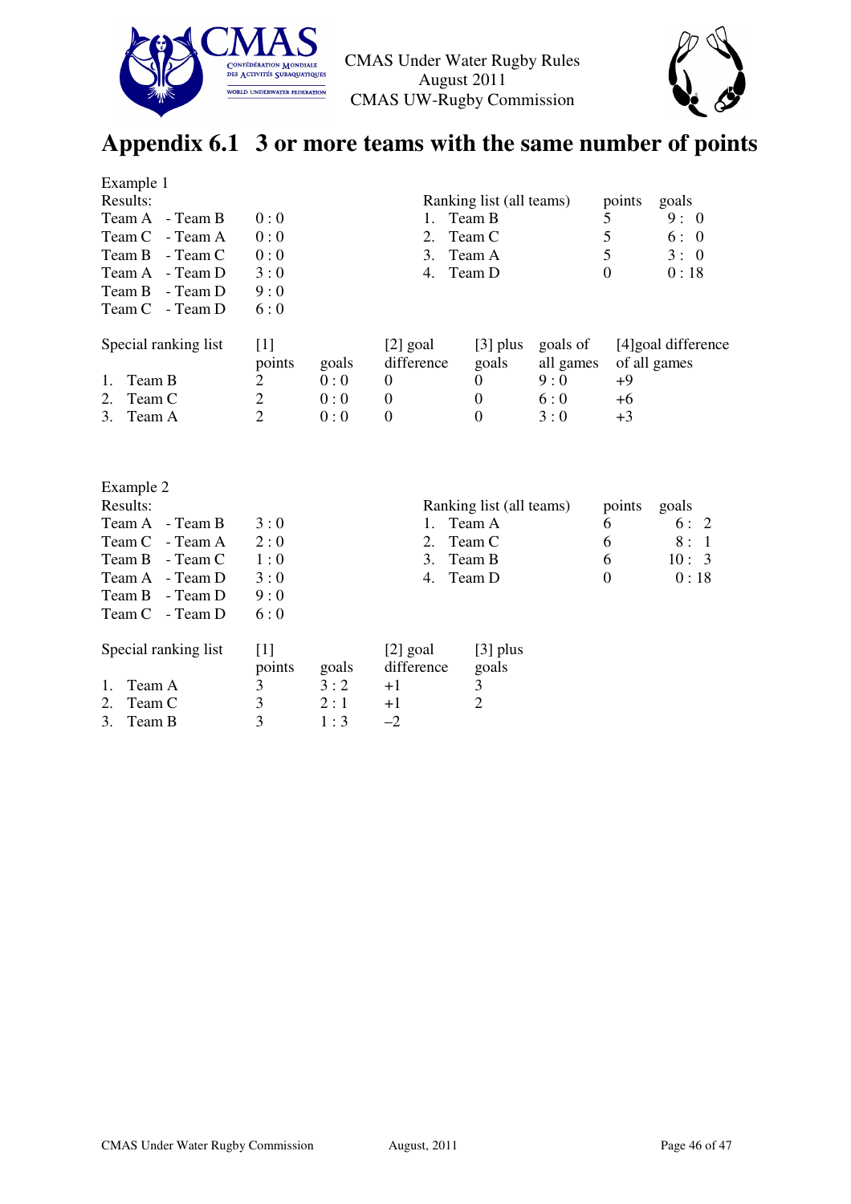# Appendix 6.1 3 or more teams with the same number of points

Example 1

Results:

| Match | Result |
|---|---|
| Team A - Team B | 0 : 0 |
| Team C - Team A | 0 : 0 |
| Team B - Team C | 0 : 0 |
| Team A - Team D | 3 : 0 |
| Team B - Team D | 9 : 0 |
| Team C - Team D | 6 : 0 |

| Ranking list (all teams) | points | goals |
|---|---|---|
| 1. Team B | 5 | 9 : 0 |
| 2. Team C | 5 | 6 : 0 |
| 3. Team A | 5 | 3 : 0 |
| 4. Team D | 0 | 0 : 18 |

| Special ranking list | [1] points | goals | [2] goal difference | [3] plus goals | goals of all games | [4]goal difference of all games |
|---|---|---|---|---|---|---|
| 1. Team B | 2 | 0 : 0 | 0 | 0 | 9 : 0 | +9 |
| 2. Team C | 2 | 0 : 0 | 0 | 0 | 6 : 0 | +6 |
| 3. Team A | 2 | 0 : 0 | 0 | 0 | 3 : 0 | +3 |

Example 2

Results:

| Match | Result |
|---|---|
| Team A - Team B | 3 : 0 |
| Team C - Team A | 2 : 0 |
| Team B - Team C | 1 : 0 |
| Team A - Team D | 3 : 0 |
| Team B - Team D | 9 : 0 |
| Team C - Team D | 6 : 0 |

| Ranking list (all teams) | points | goals |
|---|---|---|
| 1. Team A | 6 | 6 : 2 |
| 2. Team C | 6 | 8 : 1 |
| 3. Team B | 6 | 10 : 3 |
| 4. Team D | 0 | 0 : 18 |

| Special ranking list | [1] points | goals | [2] goal difference | [3] plus goals |
|---|---|---|---|---|
| 1. Team A | 3 | 3 : 2 | +1 | 3 |
| 2. Team C | 3 | 2 : 1 | +1 | 2 |
| 3. Team B | 3 | 1 : 3 | –2 | |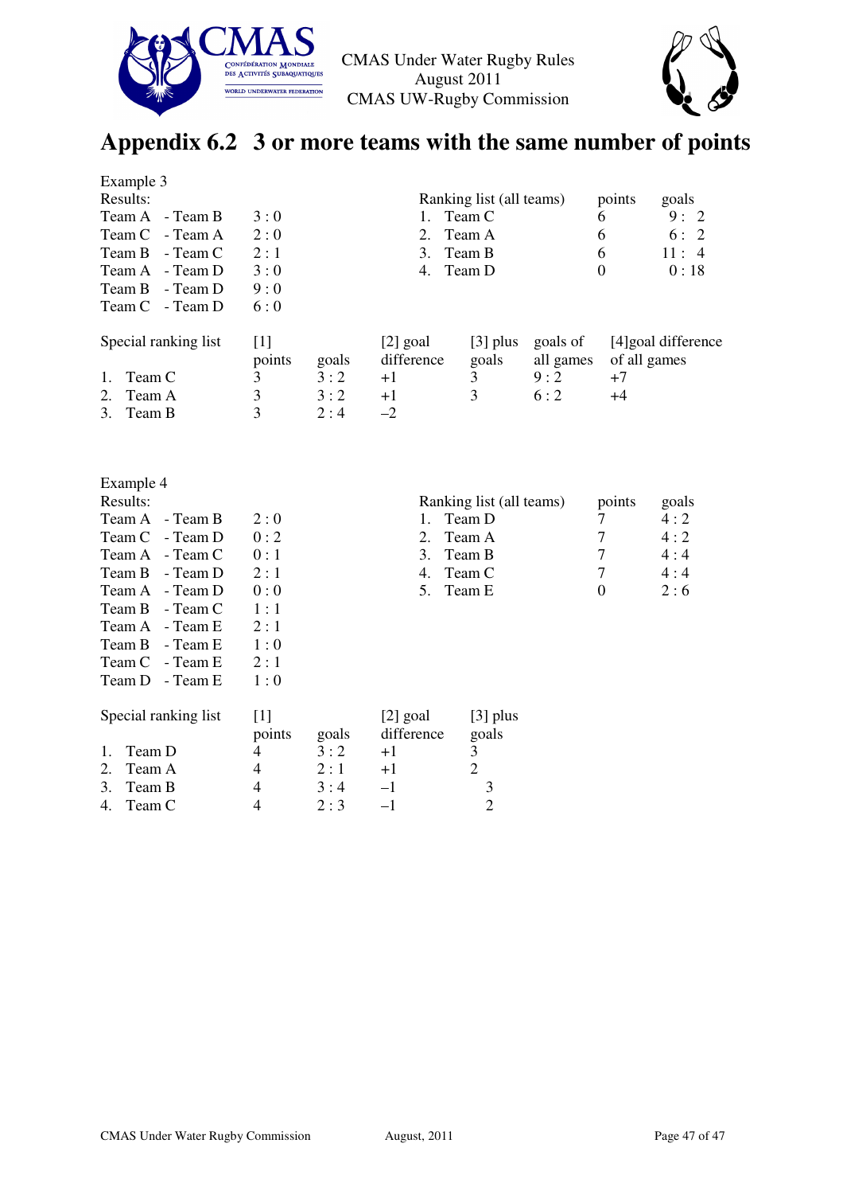# Appendix 6.2 3 or more teams with the same number of points

Example 3

| Results: | | |
|---|---|---|
| Team A | - Team B | 3 : 0 |
| Team C | - Team A | 2 : 0 |
| Team B | - Team C | 2 : 1 |
| Team A | - Team D | 3 : 0 |
| Team B | - Team D | 9 : 0 |
| Team C | - Team D | 6 : 0 |

| Ranking list (all teams) | points | goals |
|---|---|---|
| 1. Team C | 6 | 9 : 2 |
| 2. Team A | 6 | 6 : 2 |
| 3. Team B | 6 | 11 : 4 |
| 4. Team D | 0 | 0 : 18 |

| Special ranking list | [1] points | goals | [2] goal difference | [3] plus goals | goals of all games | [4]goal difference of all games |
|---|---|---|---|---|---|---|
| 1. Team C | 3 | 3 : 2 | +1 | 3 | 9 : 2 | +7 |
| 2. Team A | 3 | 3 : 2 | +1 | 3 | 6 : 2 | +4 |
| 3. Team B | 3 | 2 : 4 | –2 | | | |

Example 4

| Results: | | |
|---|---|---|
| Team A | - Team B | 2 : 0 |
| Team C | - Team D | 0 : 2 |
| Team A | - Team C | 0 : 1 |
| Team B | - Team D | 2 : 1 |
| Team A | - Team D | 0 : 0 |
| Team B | - Team C | 1 : 1 |
| Team A | - Team E | 2 : 1 |
| Team B | - Team E | 1 : 0 |
| Team C | - Team E | 2 : 1 |
| Team D | - Team E | 1 : 0 |

| Ranking list (all teams) | points | goals |
|---|---|---|
| 1. Team D | 7 | 4 : 2 |
| 2. Team A | 7 | 4 : 2 |
| 3. Team B | 7 | 4 : 4 |
| 4. Team C | 7 | 4 : 4 |
| 5. Team E | 0 | 2 : 6 |

| Special ranking list | [1] points | goals | [2] goal difference | [3] plus goals |
|---|---|---|---|---|
| 1. Team D | 4 | 3 : 2 | +1 | 3 |
| 2. Team A | 4 | 2 : 1 | +1 | 2 |
| 3. Team B | 4 | 3 : 4 | –1 | 3 |
| 4. Team C | 4 | 2 : 3 | –1 | 2 |